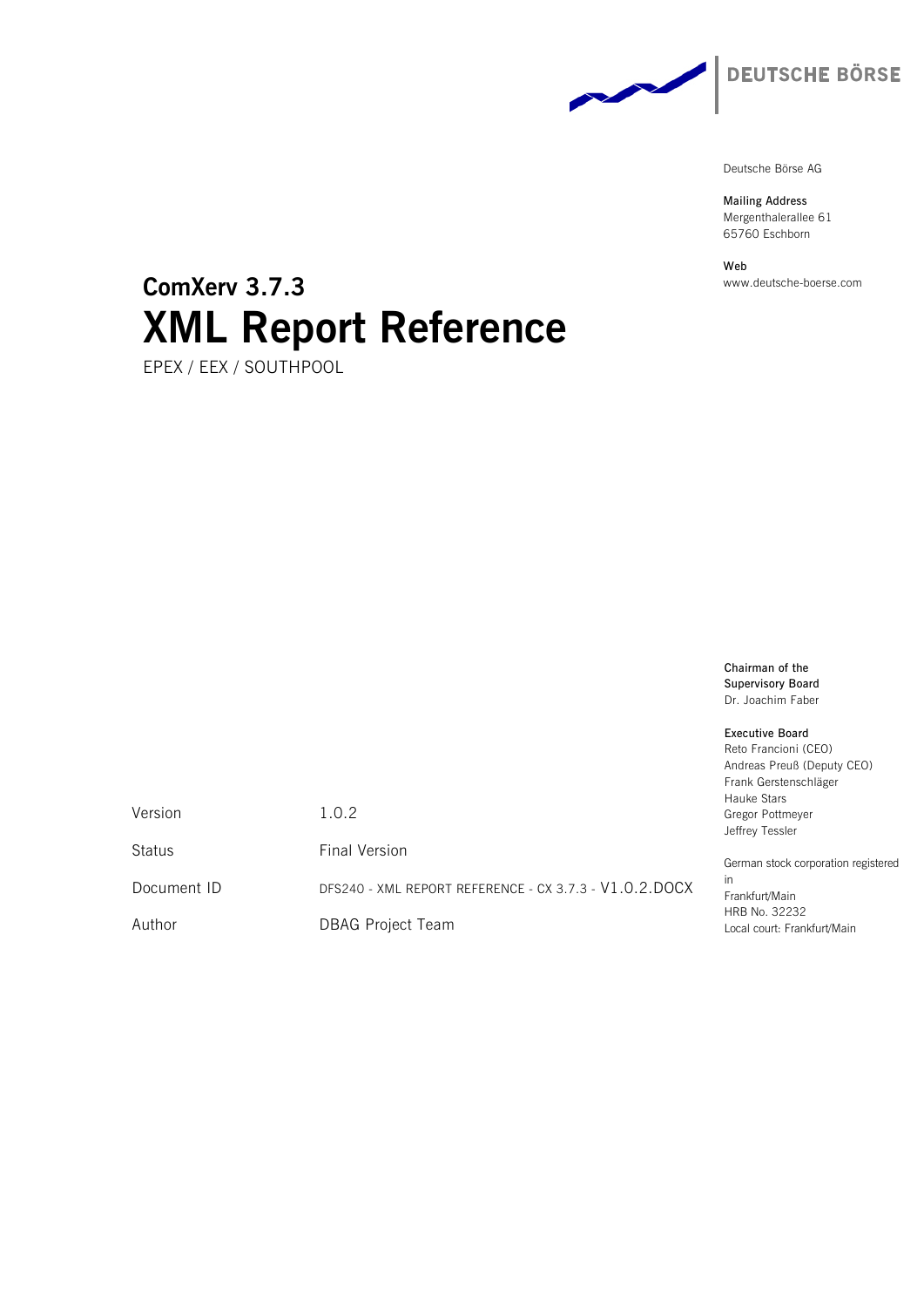DEUTSCHE BÖRSE

Deutsche Börse AG

**Mailing Address**
Mergenthalerallee 61
65760 Eschborn

**Web**
www.deutsche-boerse.com

## ComXerv 3.7.3

# XML Report Reference

EPEX / EEX / SOUTHPOOL

| | |
|---|---|
| Version | 1.0.2 |
| Status | Final Version |
| Document ID | DFS240 - XML REPORT REFERENCE - CX 3.7.3 - V1.0.2.DOCX |
| Author | DBAG Project Team |

**Chairman of the Supervisory Board**
Dr. Joachim Faber

**Executive Board**
Reto Francioni (CEO)
Andreas Preuß (Deputy CEO)
Frank Gerstenschläger
Hauke Stars
Gregor Pottmeyer
Jeffrey Tessler

German stock corporation registered in
Frankfurt/Main
HRB No. 32232
Local court: Frankfurt/Main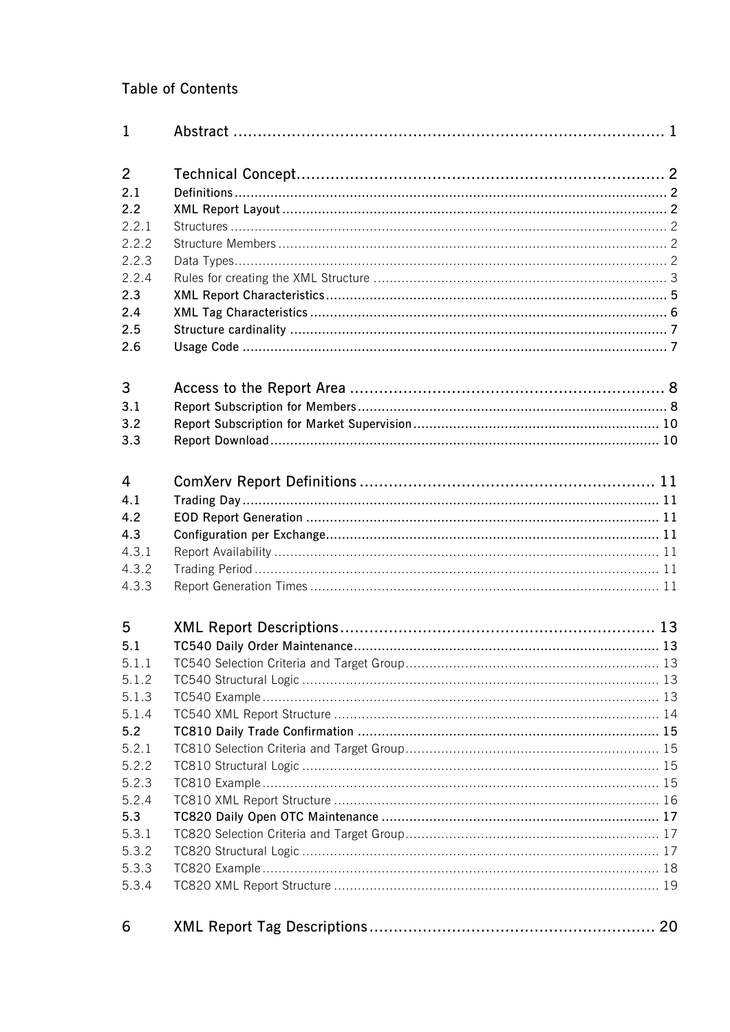## Table of Contents

| | | |
|---|---|---|
| **1** | **Abstract** | **1** |
| **2** | **Technical Concept** | **2** |
| **2.1** | **Definitions** | **2** |
| **2.2** | **XML Report Layout** | **2** |
| 2.2.1 | Structures | 2 |
| 2.2.2 | Structure Members | 2 |
| 2.2.3 | Data Types | 2 |
| 2.2.4 | Rules for creating the XML Structure | 3 |
| **2.3** | **XML Report Characteristics** | **5** |
| **2.4** | **XML Tag Characteristics** | **6** |
| **2.5** | **Structure cardinality** | **7** |
| **2.6** | **Usage Code** | **7** |
| **3** | **Access to the Report Area** | **8** |
| **3.1** | **Report Subscription for Members** | **8** |
| **3.2** | **Report Subscription for Market Supervision** | **10** |
| **3.3** | **Report Download** | **10** |
| **4** | **ComXerv Report Definitions** | **11** |
| **4.1** | **Trading Day** | **11** |
| **4.2** | **EOD Report Generation** | **11** |
| **4.3** | **Configuration per Exchange** | **11** |
| 4.3.1 | Report Availability | 11 |
| 4.3.2 | Trading Period | 11 |
| 4.3.3 | Report Generation Times | 11 |
| **5** | **XML Report Descriptions** | **13** |
| **5.1** | **TC540 Daily Order Maintenance** | **13** |
| 5.1.1 | TC540 Selection Criteria and Target Group | 13 |
| 5.1.2 | TC540 Structural Logic | 13 |
| 5.1.3 | TC540 Example | 13 |
| 5.1.4 | TC540 XML Report Structure | 14 |
| **5.2** | **TC810 Daily Trade Confirmation** | **15** |
| 5.2.1 | TC810 Selection Criteria and Target Group | 15 |
| 5.2.2 | TC810 Structural Logic | 15 |
| 5.2.3 | TC810 Example | 15 |
| 5.2.4 | TC810 XML Report Structure | 16 |
| **5.3** | **TC820 Daily Open OTC Maintenance** | **17** |
| 5.3.1 | TC820 Selection Criteria and Target Group | 17 |
| 5.3.2 | TC820 Structural Logic | 17 |
| 5.3.3 | TC820 Example | 18 |
| 5.3.4 | TC820 XML Report Structure | 19 |
| **6** | **XML Report Tag Descriptions** | **20** |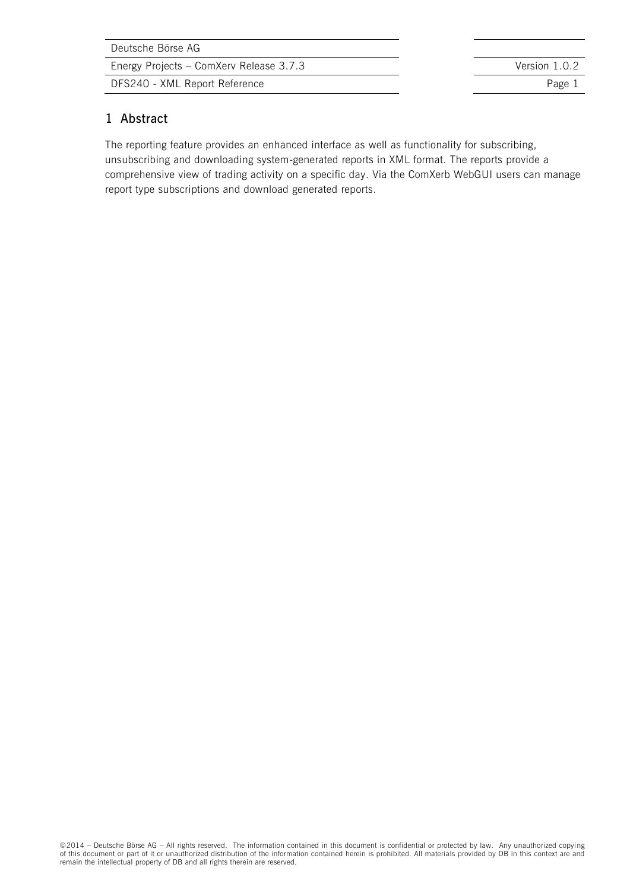# 1 Abstract

The reporting feature provides an enhanced interface as well as functionality for subscribing, unsubscribing and downloading system-generated reports in XML format. The reports provide a comprehensive view of trading activity on a specific day. Via the ComXerb WebGUI users can manage report type subscriptions and download generated reports.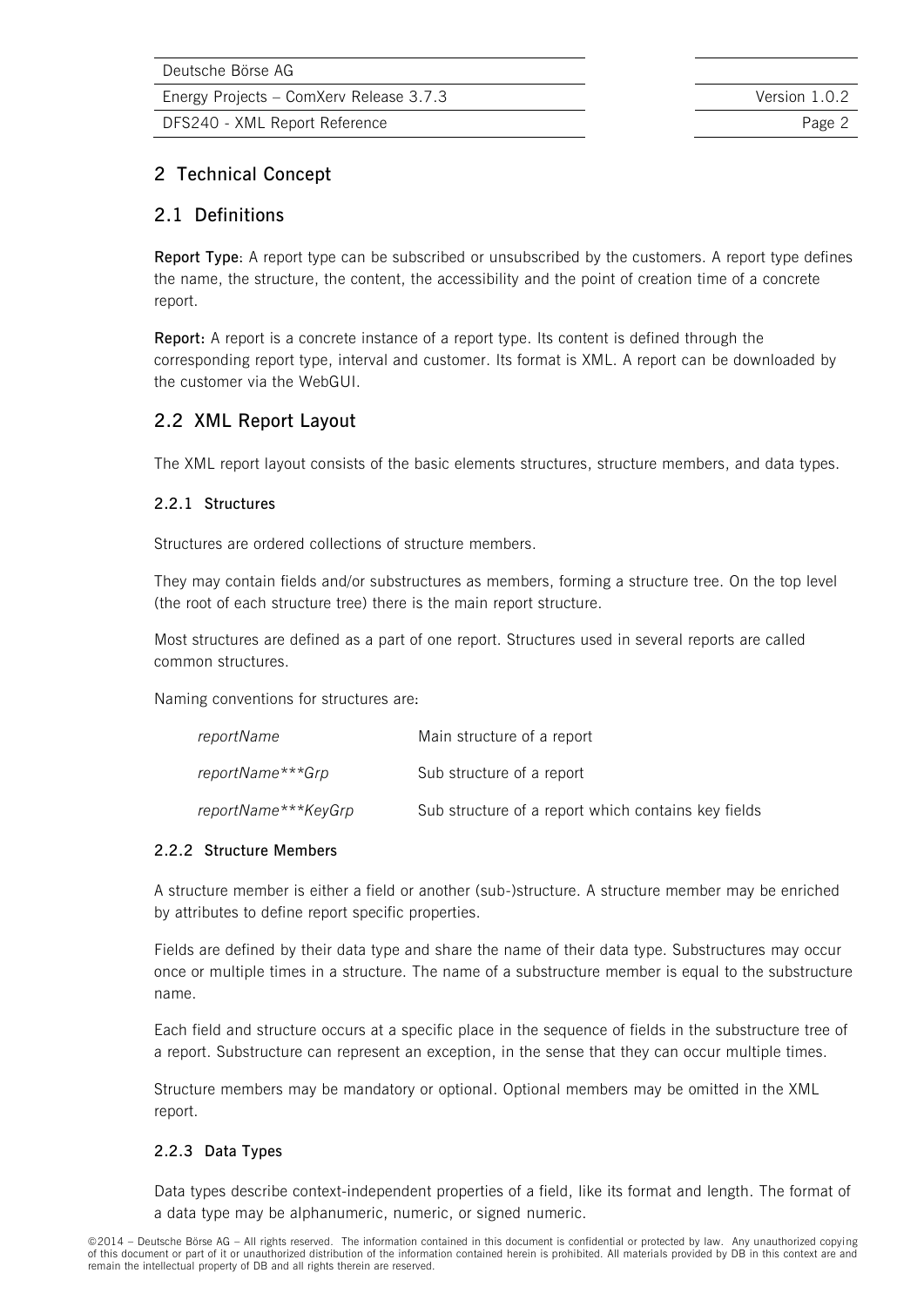# 2 Technical Concept

## 2.1 Definitions

**Report Type**: A report type can be subscribed or unsubscribed by the customers. A report type defines the name, the structure, the content, the accessibility and the point of creation time of a concrete report.

**Report:** A report is a concrete instance of a report type. Its content is defined through the corresponding report type, interval and customer. Its format is XML. A report can be downloaded by the customer via the WebGUI.

## 2.2 XML Report Layout

The XML report layout consists of the basic elements structures, structure members, and data types.

### 2.2.1 Structures

Structures are ordered collections of structure members.

They may contain fields and/or substructures as members, forming a structure tree. On the top level (the root of each structure tree) there is the main report structure.

Most structures are defined as a part of one report. Structures used in several reports are called common structures.

Naming conventions for structures are:

| | |
|---|---|
| *reportName* | Main structure of a report |
| *reportName***Grp* | Sub structure of a report |
| *reportName***KeyGrp* | Sub structure of a report which contains key fields |

### 2.2.2 Structure Members

A structure member is either a field or another (sub-)structure. A structure member may be enriched by attributes to define report specific properties.

Fields are defined by their data type and share the name of their data type. Substructures may occur once or multiple times in a structure. The name of a substructure member is equal to the substructure name.

Each field and structure occurs at a specific place in the sequence of fields in the substructure tree of a report. Substructure can represent an exception, in the sense that they can occur multiple times.

Structure members may be mandatory or optional. Optional members may be omitted in the XML report.

### 2.2.3 Data Types

Data types describe context-independent properties of a field, like its format and length. The format of a data type may be alphanumeric, numeric, or signed numeric.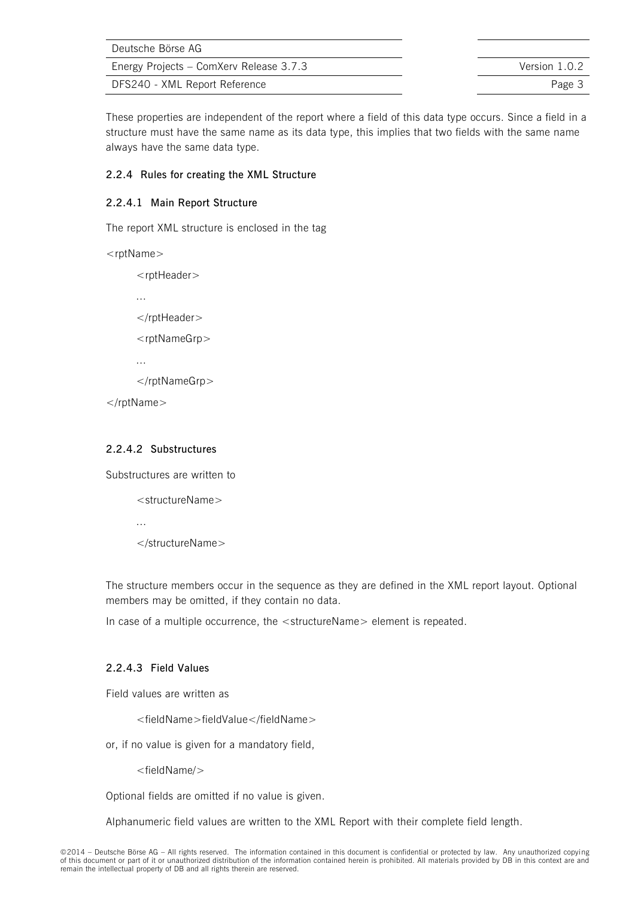These properties are independent of the report where a field of this data type occurs. Since a field in a structure must have the same name as its data type, this implies that two fields with the same name always have the same data type.

#### 2.2.4 Rules for creating the XML Structure

##### 2.2.4.1 Main Report Structure

The report XML structure is enclosed in the tag

```
<rptName>
    <rptHeader>
    ...
    </rptHeader>
    <rptNameGrp>
    ...
    </rptNameGrp>
</rptName>
```

##### 2.2.4.2 Substructures

Substructures are written to

```
    <structureName>
    ...
    </structureName>
```

The structure members occur in the sequence as they are defined in the XML report layout. Optional members may be omitted, if they contain no data.

In case of a multiple occurrence, the <structureName> element is repeated.

##### 2.2.4.3 Field Values

Field values are written as

```
    <fieldName>fieldValue</fieldName>
```

or, if no value is given for a mandatory field,

```
    <fieldName/>
```

Optional fields are omitted if no value is given.

Alphanumeric field values are written to the XML Report with their complete field length.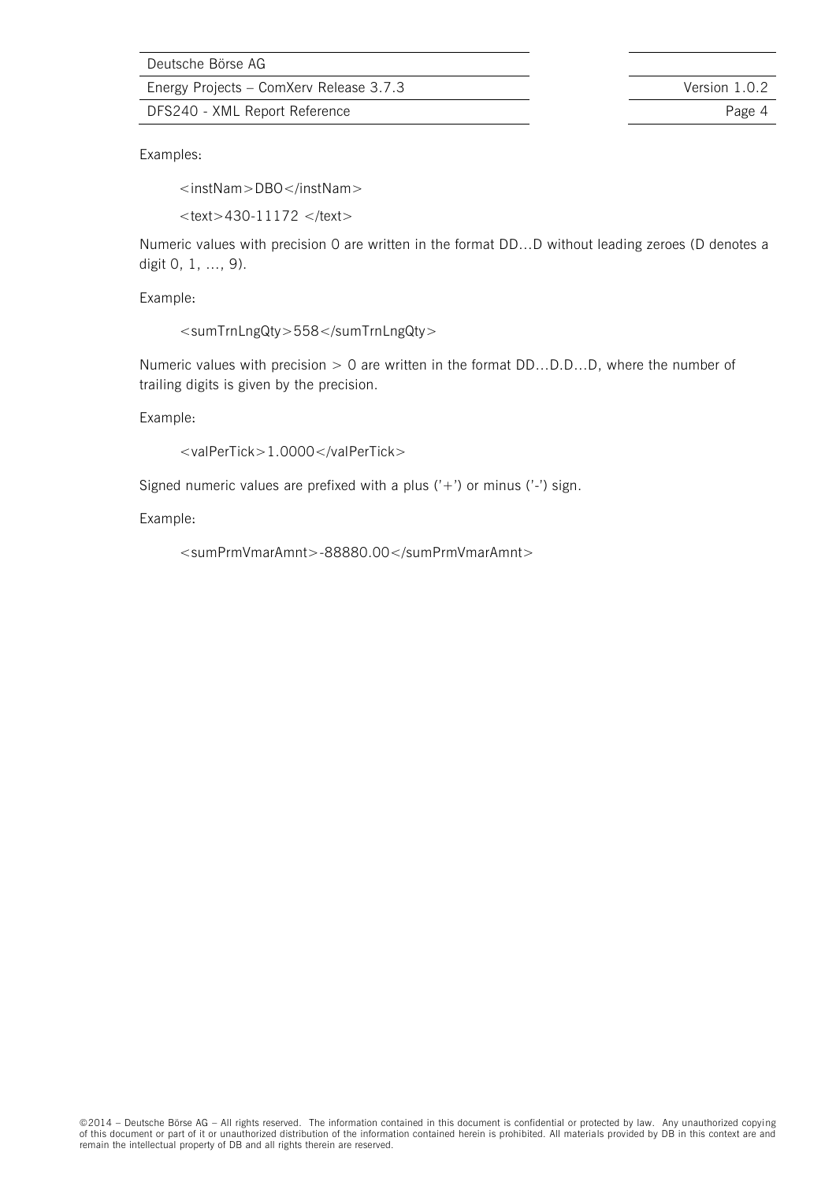Examples:

```
<instNam>DBO</instNam>
<text>430-11172 </text>
```

Numeric values with precision 0 are written in the format DD…D without leading zeroes (D denotes a digit 0, 1, …, 9).

Example:

```
<sumTrnLngQty>558</sumTrnLngQty>
```

Numeric values with precision > 0 are written in the format DD…D.D…D, where the number of trailing digits is given by the precision.

Example:

```
<valPerTick>1.0000</valPerTick>
```

Signed numeric values are prefixed with a plus ('+') or minus ('-') sign.

Example:

```
<sumPrmVmarAmnt>-88880.00</sumPrmVmarAmnt>
```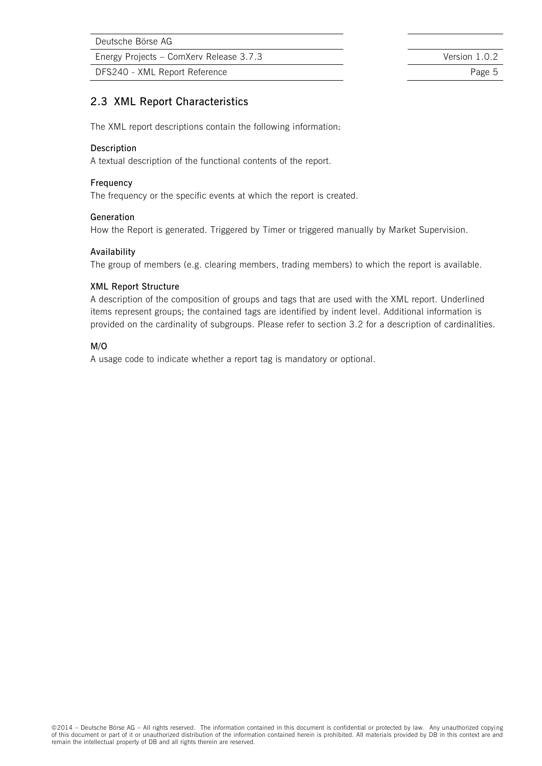## 2.3 XML Report Characteristics

The XML report descriptions contain the following information:

**Description**
A textual description of the functional contents of the report.

**Frequency**
The frequency or the specific events at which the report is created.

**Generation**
How the Report is generated. Triggered by Timer or triggered manually by Market Supervision.

**Availability**
The group of members (e.g. clearing members, trading members) to which the report is available.

**XML Report Structure**
A description of the composition of groups and tags that are used with the XML report. Underlined items represent groups; the contained tags are identified by indent level. Additional information is provided on the cardinality of subgroups. Please refer to section 3.2 for a description of cardinalities.

**M/O**
A usage code to indicate whether a report tag is mandatory or optional.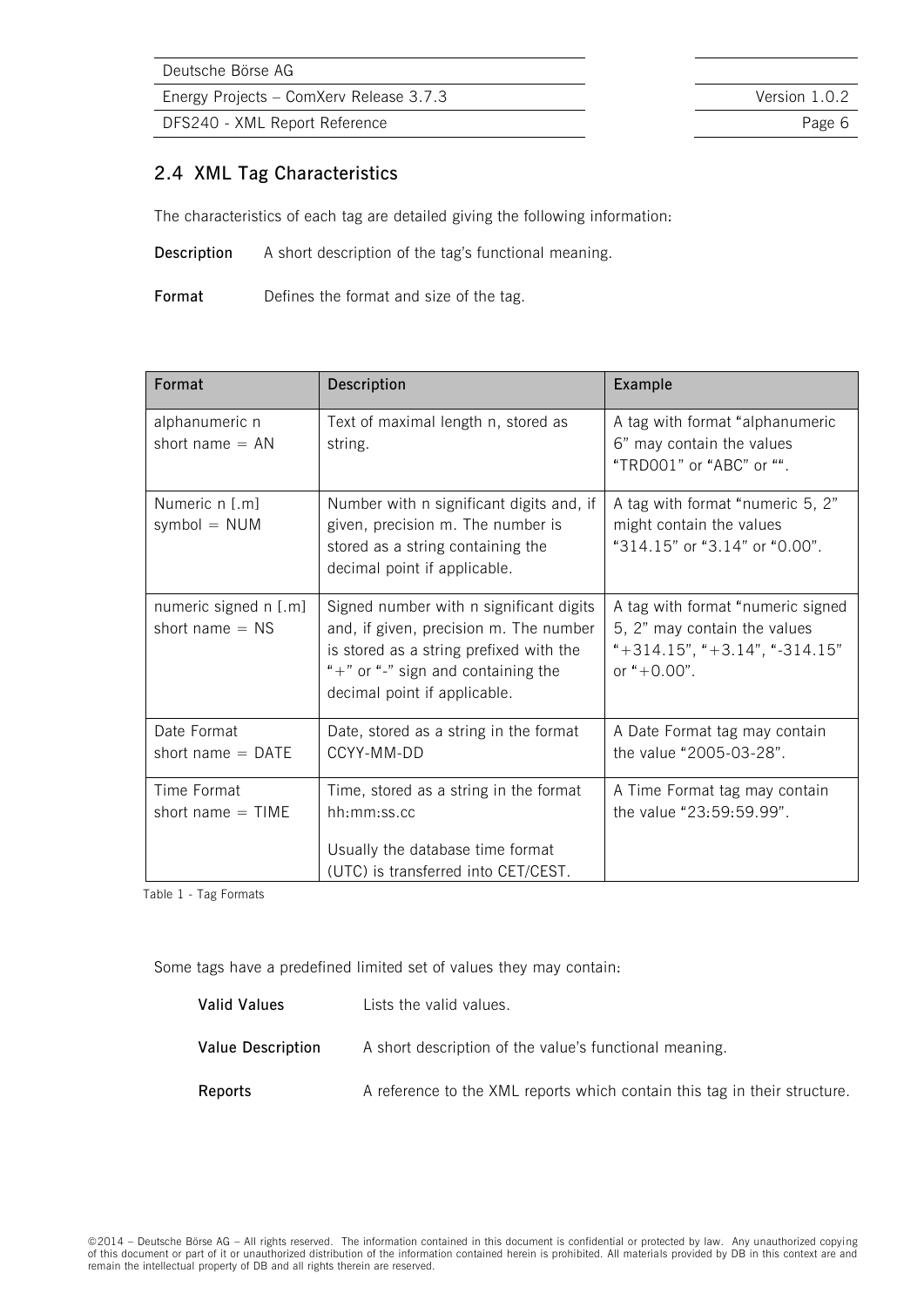## 2.4 XML Tag Characteristics

The characteristics of each tag are detailed giving the following information:

**Description** A short description of the tag's functional meaning.

**Format** Defines the format and size of the tag.

| Format | Description | Example |
|---|---|---|
| alphanumeric n<br>short name = AN | Text of maximal length n, stored as string. | A tag with format "alphanumeric 6" may contain the values "TRD001" or "ABC" or "". |
| Numeric n [.m]<br>symbol = NUM | Number with n significant digits and, if given, precision m. The number is stored as a string containing the decimal point if applicable. | A tag with format "numeric 5, 2" might contain the values "314.15" or "3.14" or "0.00". |
| numeric signed n [.m]<br>short name = NS | Signed number with n significant digits and, if given, precision m. The number is stored as a string prefixed with the "+" or "-" sign and containing the decimal point if applicable. | A tag with format "numeric signed 5, 2" may contain the values "+314.15", "+3.14", "-314.15" or "+0.00". |
| Date Format<br>short name = DATE | Date, stored as a string in the format CCYY-MM-DD | A Date Format tag may contain the value "2005-03-28". |
| Time Format<br>short name = TIME | Time, stored as a string in the format hh:mm:ss.cc<br><br>Usually the database time format (UTC) is transferred into CET/CEST. | A Time Format tag may contain the value "23:59:59.99". |

Table 1 - Tag Formats

Some tags have a predefined limited set of values they may contain:

**Valid Values** Lists the valid values.

**Value Description** A short description of the value's functional meaning.

**Reports** A reference to the XML reports which contain this tag in their structure.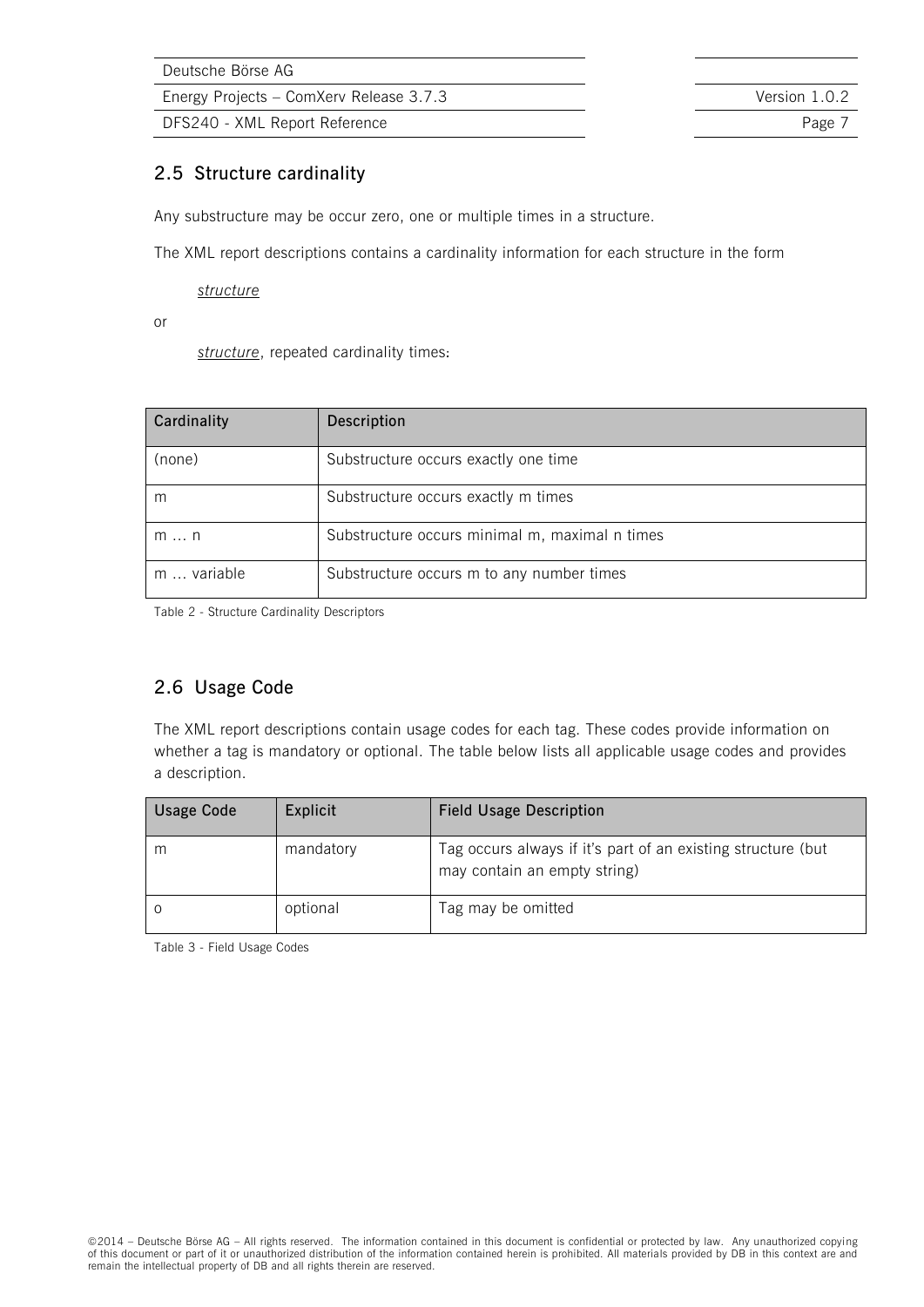## 2.5 Structure cardinality

Any substructure may be occur zero, one or multiple times in a structure.

The XML report descriptions contains a cardinality information for each structure in the form

> *structure*

or

> *structure*, repeated cardinality times:

| Cardinality | Description |
|---|---|
| (none) | Substructure occurs exactly one time |
| m | Substructure occurs exactly m times |
| m … n | Substructure occurs minimal m, maximal n times |
| m … variable | Substructure occurs m to any number times |

Table 2 - Structure Cardinality Descriptors

## 2.6 Usage Code

The XML report descriptions contain usage codes for each tag. These codes provide information on whether a tag is mandatory or optional. The table below lists all applicable usage codes and provides a description.

| Usage Code | Explicit | Field Usage Description |
|---|---|---|
| m | mandatory | Tag occurs always if it's part of an existing structure (but may contain an empty string) |
| o | optional | Tag may be omitted |

Table 3 - Field Usage Codes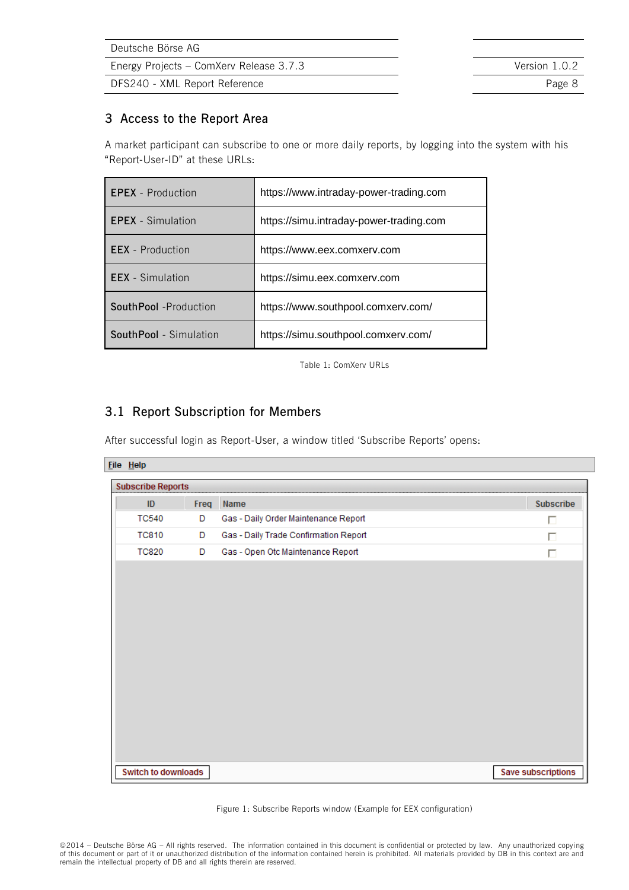## 3 Access to the Report Area

A market participant can subscribe to one or more daily reports, by logging into the system with his "Report-User-ID" at these URLs:

| | |
|---|---|
| **EPEX** - Production | https://www.intraday-power-trading.com |
| **EPEX** - Simulation | https://simu.intraday-power-trading.com |
| **EEX** - Production | https://www.eex.comxerv.com |
| **EEX** - Simulation | https://simu.eex.comxerv.com |
| **SouthPool** -Production | https://www.southpool.comxerv.com/ |
| **SouthPool** - Simulation | https://simu.southpool.comxerv.com/ |

Table 1: ComXerv URLs

### 3.1 Report Subscription for Members

After successful login as Report-User, a window titled 'Subscribe Reports' opens:

File Help

**Subscribe Reports**

| ID | Freq | Name | Subscribe |
|---|---|---|---|
| TC540 | D | Gas - Daily Order Maintenance Report | ☐ |
| TC810 | D | Gas - Daily Trade Confirmation Report | ☐ |
| TC820 | D | Gas - Open Otc Maintenance Report | ☐ |

Switch to downloads | Save subscriptions

Figure 1: Subscribe Reports window (Example for EEX configuration)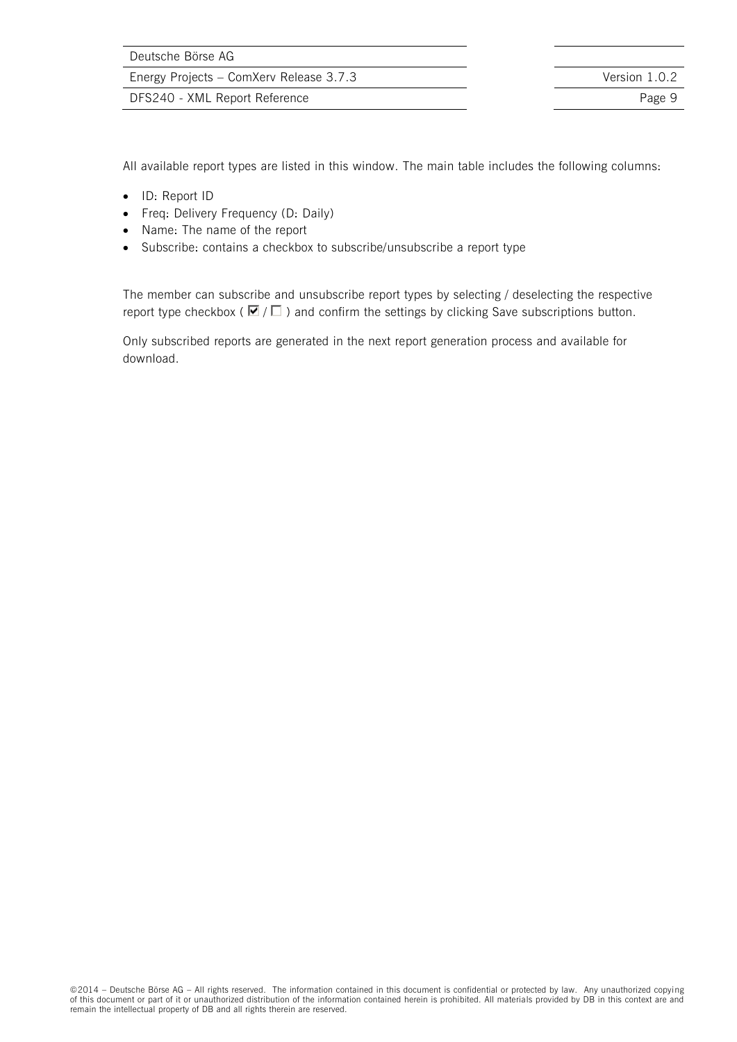All available report types are listed in this window. The main table includes the following columns:

- ID: Report ID
- Freq: Delivery Frequency (D: Daily)
- Name: The name of the report
- Subscribe: contains a checkbox to subscribe/unsubscribe a report type

The member can subscribe and unsubscribe report types by selecting / deselecting the respective report type checkbox ( ☑ / ☐ ) and confirm the settings by clicking Save subscriptions button.

Only subscribed reports are generated in the next report generation process and available for download.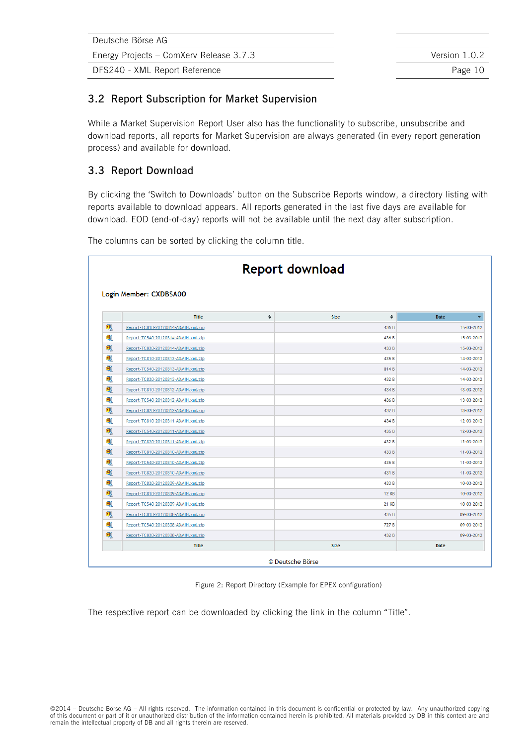## 3.2 Report Subscription for Market Supervision

While a Market Supervision Report User also has the functionality to subscribe, unsubscribe and download reports, all reports for Market Supervision are always generated (in every report generation process) and available for download.

## 3.3 Report Download

By clicking the 'Switch to Downloads' button on the Subscribe Reports window, a directory listing with reports available to download appears. All reports generated in the last five days are available for download. EOD (end-of-day) reports will not be available until the next day after subscription.

The columns can be sorted by clicking the column title.

**Report download**

Login Member: CXDBSA00

| | Title | Size | Date |
|---|---|---|---|
| | Report-TC810-20120314-ADMIN.xml.zip | 436 B | 15-03-2012 |
| | Report-TC540-20120314-ADMIN.xml.zip | 436 B | 15-03-2012 |
| | Report-TC820-20120314-ADMIN.xml.zip | 433 B | 15-03-2012 |
| | Report-TC810-20120313-ADMIN.xml.zip | 435 B | 14-03-2012 |
| | Report-TC540-20120313-ADMIN.xml.zip | 814 B | 14-03-2012 |
| | Report-TC820-20120313-ADMIN.xml.zip | 432 B | 14-03-2012 |
| | Report-TC810-20120312-ADMIN.xml.zip | 434 B | 13-03-2012 |
| | Report-TC540-20120312-ADMIN.xml.zip | 436 B | 13-03-2012 |
| | Report-TC820-20120312-ADMIN.xml.zip | 432 B | 13-03-2012 |
| | Report-TC810-20120311-ADMIN.xml.zip | 434 B | 12-03-2012 |
| | Report-TC540-20120311-ADMIN.xml.zip | 435 B | 12-03-2012 |
| | Report-TC820-20120311-ADMIN.xml.zip | 432 B | 12-03-2012 |
| | Report-TC810-20120310-ADMIN.xml.zip | 433 B | 11-03-2012 |
| | Report-TC540-20120310-ADMIN.xml.zip | 435 B | 11-03-2012 |
| | Report-TC820-20120310-ADMIN.xml.zip | 431 B | 11-03-2012 |
| | Report-TC820-20120309-ADMIN.xml.zip | 433 B | 10-03-2012 |
| | Report-TC810-20120309-ADMIN.xml.zip | 12 KB | 10-03-2012 |
| | Report-TC540-20120309-ADMIN.xml.zip | 21 KB | 10-03-2012 |
| | Report-TC810-20120308-ADMIN.xml.zip | 435 B | 09-03-2012 |
| | Report-TC540-20120308-ADMIN.xml.zip | 727 B | 09-03-2012 |
| | Report-TC820-20120308-ADMIN.xml.zip | 432 B | 09-03-2012 |
| | Title | Size | Date |

© Deutsche Börse

Figure 2: Report Directory (Example for EPEX configuration)

The respective report can be downloaded by clicking the link in the column "Title".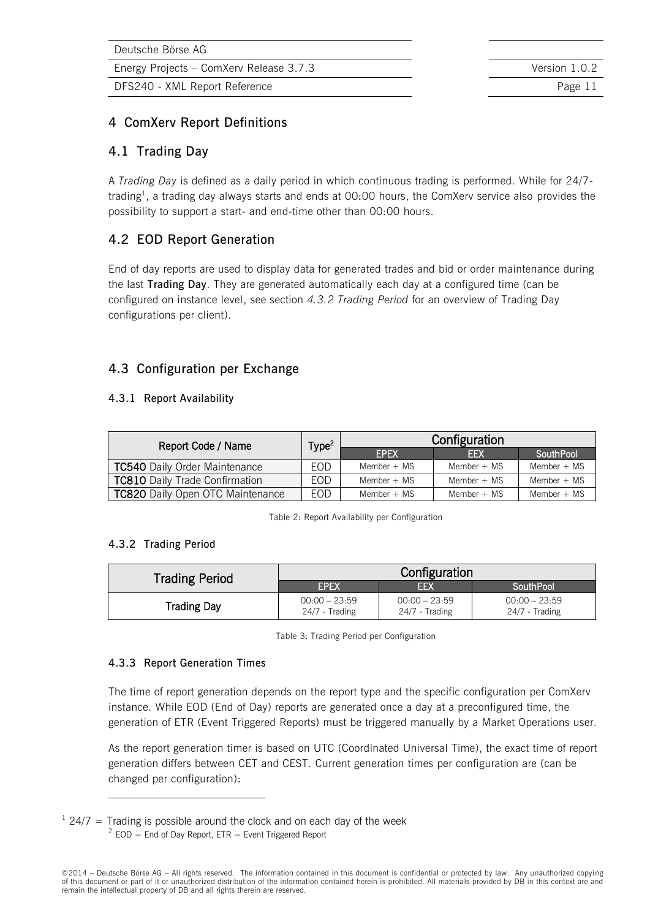# 4 ComXerv Report Definitions

## 4.1 Trading Day

A *Trading Day* is defined as a daily period in which continuous trading is performed. While for 24/7-trading[1], a trading day always starts and ends at 00:00 hours, the ComXerv service also provides the possibility to support a start- and end-time other than 00:00 hours.

## 4.2 EOD Report Generation

End of day reports are used to display data for generated trades and bid or order maintenance during the last **Trading Day**. They are generated automatically each day at a configured time (can be configured on instance level, see section *4.3.2 Trading Period* for an overview of Trading Day configurations per client).

## 4.3 Configuration per Exchange

### 4.3.1 Report Availability

| Report Code / Name | Type[2] | Configuration | | |
|---|---|---|---|---|
| | | EPEX | EEX | SouthPool |
| **TC540** Daily Order Maintenance | EOD | Member + MS | Member + MS | Member + MS |
| **TC810** Daily Trade Confirmation | EOD | Member + MS | Member + MS | Member + MS |
| **TC820** Daily Open OTC Maintenance | EOD | Member + MS | Member + MS | Member + MS |

Table 2: Report Availability per Configuration

### 4.3.2 Trading Period

| Trading Period | Configuration | | |
|---|---|---|---|
| | EPEX | EEX | SouthPool |
| **Trading Day** | 00:00 – 23:59<br>24/7 - Trading | 00:00 – 23:59<br>24/7 - Trading | 00:00 – 23:59<br>24/7 - Trading |

Table 3: Trading Period per Configuration

### 4.3.3 Report Generation Times

The time of report generation depends on the report type and the specific configuration per ComXerv instance. While EOD (End of Day) reports are generated once a day at a preconfigured time, the generation of ETR (Event Triggered Reports) must be triggered manually by a Market Operations user.

As the report generation timer is based on UTC (Coordinated Universal Time), the exact time of report generation differs between CET and CEST. Current generation times per configuration are (can be changed per configuration):

---

[1] 24/7 = Trading is possible around the clock and on each day of the week

[2] EOD = End of Day Report, ETR = Event Triggered Report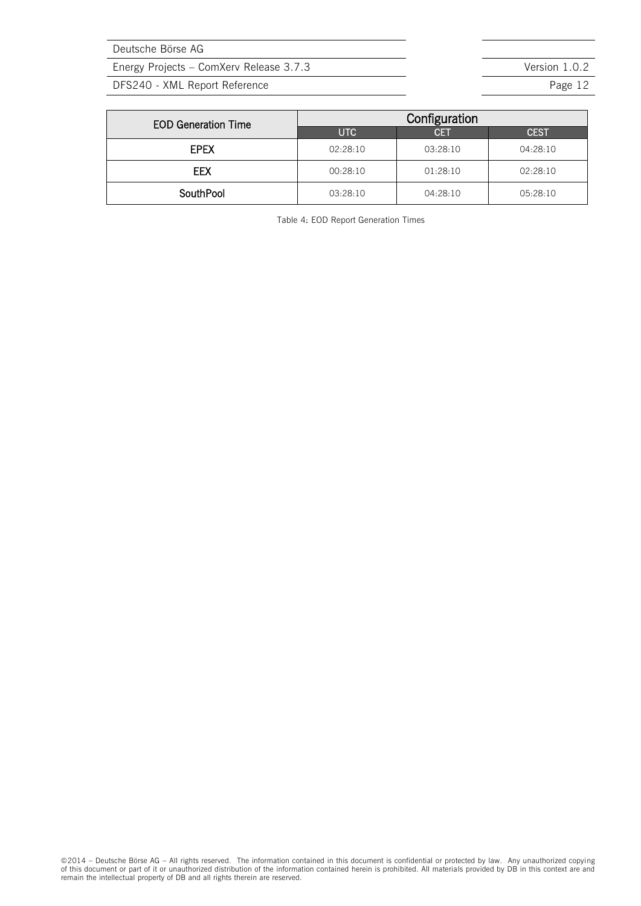| EOD Generation Time | Configuration | | |
|---|---|---|---|
| | UTC | CET | CEST |
| EPEX | 02:28:10 | 03:28:10 | 04:28:10 |
| EEX | 00:28:10 | 01:28:10 | 02:28:10 |
| SouthPool | 03:28:10 | 04:28:10 | 05:28:10 |

Table 4: EOD Report Generation Times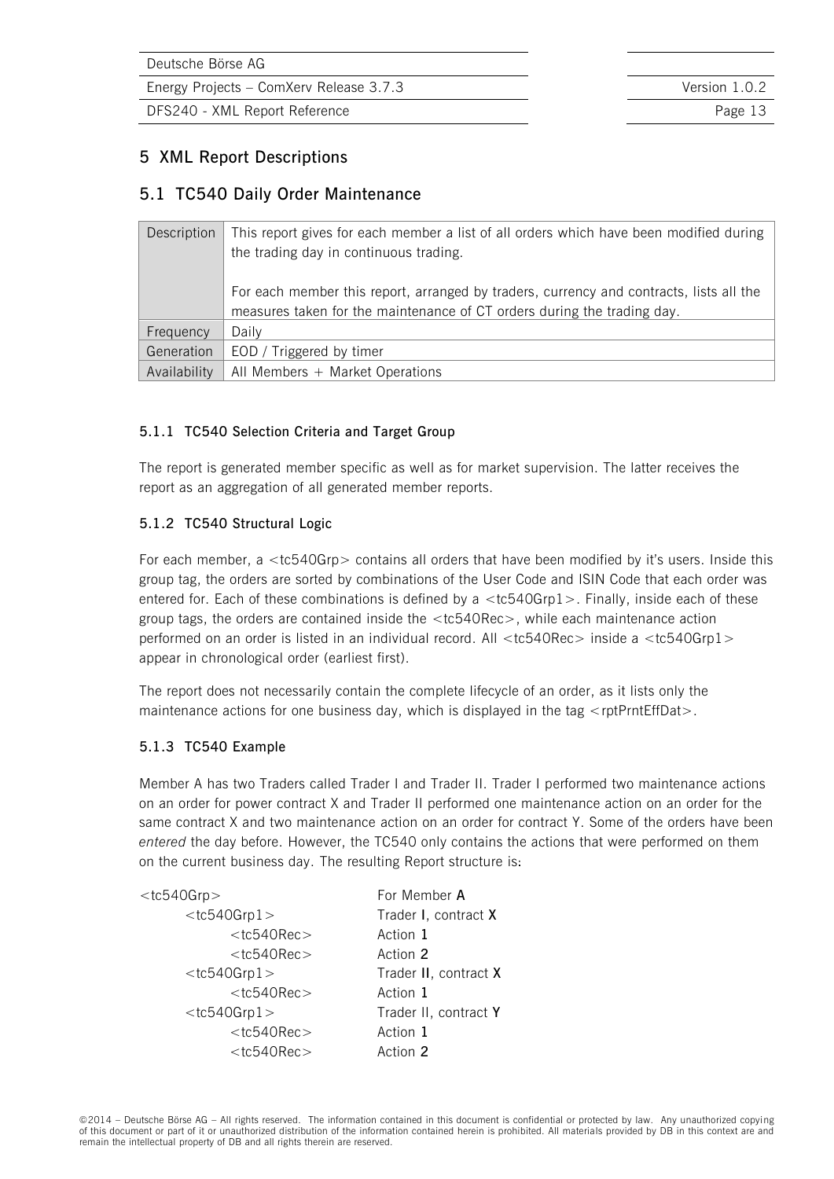# 5 XML Report Descriptions

## 5.1 TC540 Daily Order Maintenance

| Description | This report gives for each member a list of all orders which have been modified during the trading day in continuous trading.<br><br>For each member this report, arranged by traders, currency and contracts, lists all the measures taken for the maintenance of CT orders during the trading day. |
|---|---|
| Frequency | Daily |
| Generation | EOD / Triggered by timer |
| Availability | All Members + Market Operations |

### 5.1.1 TC540 Selection Criteria and Target Group

The report is generated member specific as well as for market supervision. The latter receives the report as an aggregation of all generated member reports.

### 5.1.2 TC540 Structural Logic

For each member, a <tc540Grp> contains all orders that have been modified by it's users. Inside this group tag, the orders are sorted by combinations of the User Code and ISIN Code that each order was entered for. Each of these combinations is defined by a <tc540Grp1>. Finally, inside each of these group tags, the orders are contained inside the <tc540Rec>, while each maintenance action performed on an order is listed in an individual record. All <tc540Rec> inside a <tc540Grp1> appear in chronological order (earliest first).

The report does not necessarily contain the complete lifecycle of an order, as it lists only the maintenance actions for one business day, which is displayed in the tag <rptPrntEffDat>.

### 5.1.3 TC540 Example

Member A has two Traders called Trader I and Trader II. Trader I performed two maintenance actions on an order for power contract X and Trader II performed one maintenance action on an order for the same contract X and two maintenance action on an order for contract Y. Some of the orders have been *entered* the day before. However, the TC540 only contains the actions that were performed on them on the current business day. The resulting Report structure is:

```
<tc540Grp>                  For Member A
        <tc540Grp1>         Trader I, contract X
                <tc540Rec>  Action 1
                <tc540Rec>  Action 2
        <tc540Grp1>         Trader II, contract X
                <tc540Rec>  Action 1
        <tc540Grp1>         Trader II, contract Y
                <tc540Rec>  Action 1
                <tc540Rec>  Action 2
```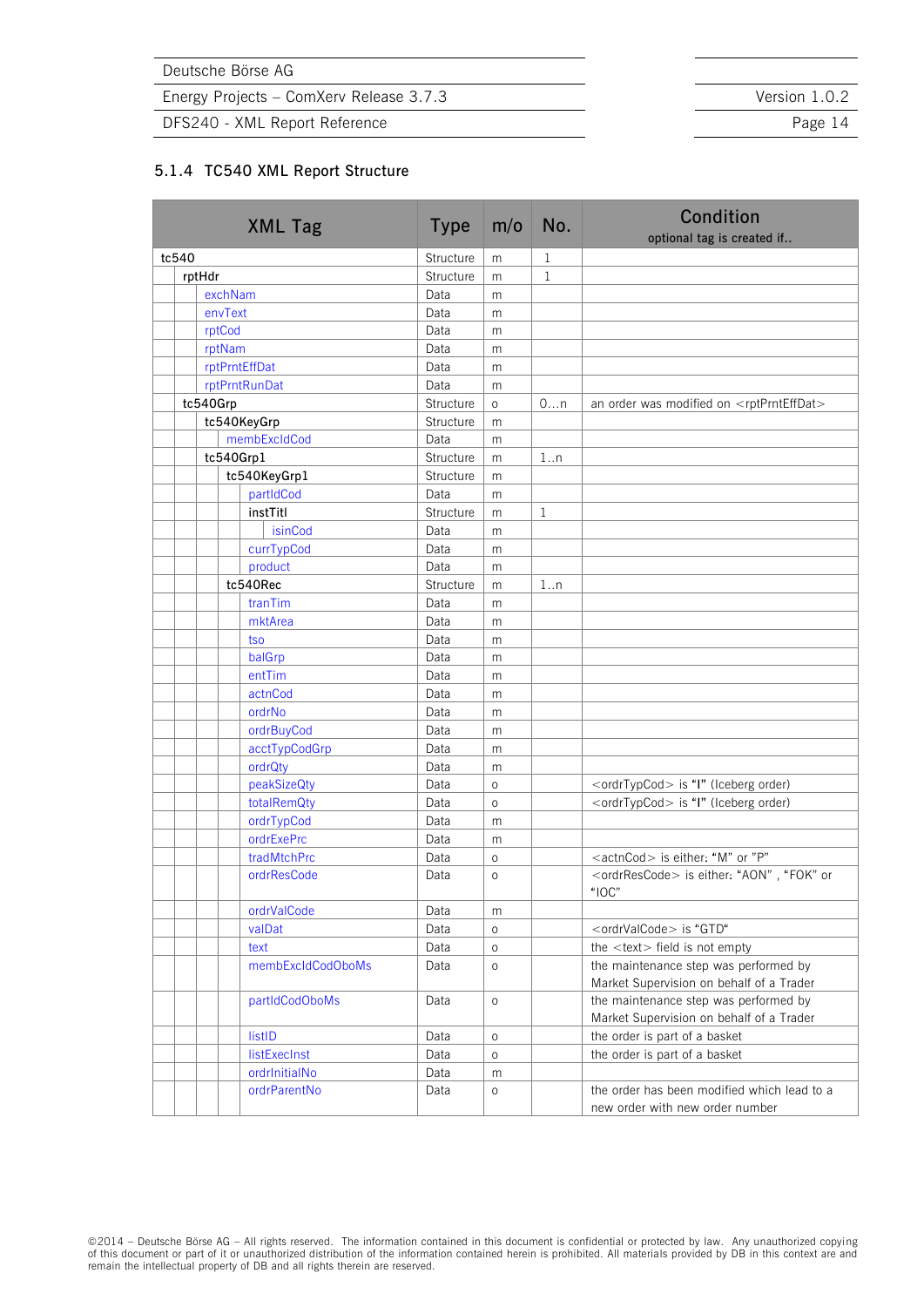### 5.1.4 TC540 XML Report Structure

| XML Tag | Type | m/o | No. | Condition<br>optional tag is created if.. |
|---|---|---|---|---|
| tc540 | Structure | m | 1 | |
| rptHdr | Structure | m | 1 | |
| exchNam | Data | m | | |
| envText | Data | m | | |
| rptCod | Data | m | | |
| rptNam | Data | m | | |
| rptPrntEffDat | Data | m | | |
| rptPrntRunDat | Data | m | | |
| tc540Grp | Structure | o | 0…n | an order was modified on <rptPrntEffDat> |
| tc540KeyGrp | Structure | m | | |
| membExcIdCod | Data | m | | |
| tc540Grp1 | Structure | m | 1..n | |
| tc540KeyGrp1 | Structure | m | | |
| partIdCod | Data | m | | |
| instTitl | Structure | m | 1 | |
| isinCod | Data | m | | |
| currTypCod | Data | m | | |
| product | Data | m | | |
| tc540Rec | Structure | m | 1..n | |
| tranTim | Data | m | | |
| mktArea | Data | m | | |
| tso | Data | m | | |
| balGrp | Data | m | | |
| entTim | Data | m | | |
| actnCod | Data | m | | |
| ordrNo | Data | m | | |
| ordrBuyCod | Data | m | | |
| acctTypCodGrp | Data | m | | |
| ordrQty | Data | m | | |
| peakSizeQty | Data | o | | <ordrTypCod> is "I" (Iceberg order) |
| totalRemQty | Data | o | | <ordrTypCod> is "I" (Iceberg order) |
| ordrTypCod | Data | m | | |
| ordrExePrc | Data | m | | |
| tradMtchPrc | Data | o | | <actnCod> is either: "M" or "P" |
| ordrResCode | Data | o | | <ordrResCode> is either: "AON" , "FOK" or "IOC" |
| ordrValCode | Data | m | | |
| valDat | Data | o | | <ordrValCode> is "GTD" |
| text | Data | o | | the <text> field is not empty |
| membExcIdCodOboMs | Data | o | | the maintenance step was performed by Market Supervision on behalf of a Trader |
| partIdCodOboMs | Data | o | | the maintenance step was performed by Market Supervision on behalf of a Trader |
| listID | Data | o | | the order is part of a basket |
| listExecInst | Data | o | | the order is part of a basket |
| ordrInitialNo | Data | m | | |
| ordrParentNo | Data | o | | the order has been modified which lead to a new order with new order number |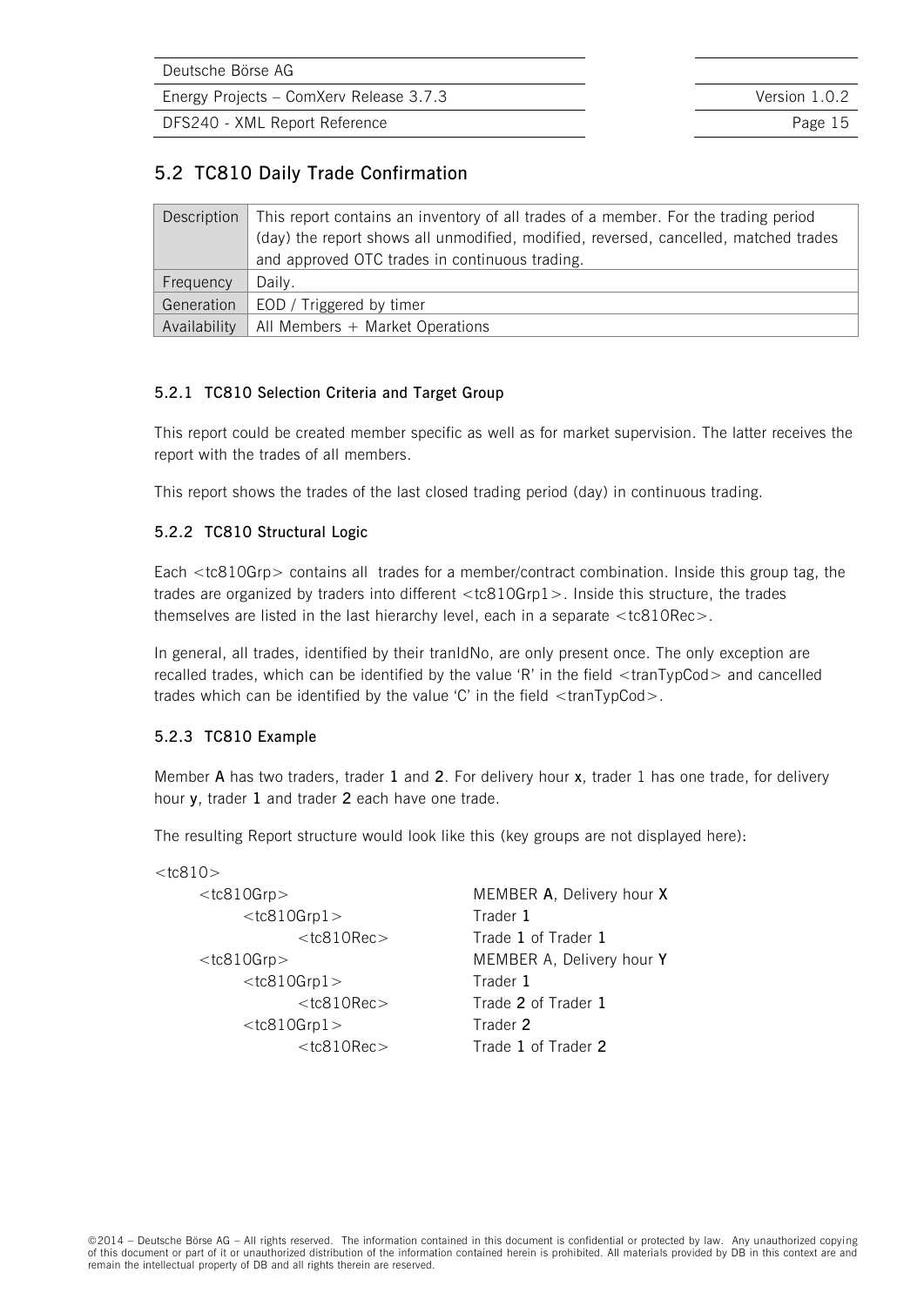## 5.2 TC810 Daily Trade Confirmation

| | |
|---|---|
| Description | This report contains an inventory of all trades of a member. For the trading period (day) the report shows all unmodified, modified, reversed, cancelled, matched trades and approved OTC trades in continuous trading. |
| Frequency | Daily. |
| Generation | EOD / Triggered by timer |
| Availability | All Members + Market Operations |

### 5.2.1 TC810 Selection Criteria and Target Group

This report could be created member specific as well as for market supervision. The latter receives the report with the trades of all members.

This report shows the trades of the last closed trading period (day) in continuous trading.

### 5.2.2 TC810 Structural Logic

Each <tc810Grp> contains all trades for a member/contract combination. Inside this group tag, the trades are organized by traders into different <tc810Grp1>. Inside this structure, the trades themselves are listed in the last hierarchy level, each in a separate <tc810Rec>.

In general, all trades, identified by their tranIdNo, are only present once. The only exception are recalled trades, which can be identified by the value 'R' in the field <tranTypCod> and cancelled trades which can be identified by the value 'C' in the field <tranTypCod>.

### 5.2.3 TC810 Example

Member **A** has two traders, trader **1** and **2**. For delivery hour **x**, trader 1 has one trade, for delivery hour **y**, trader **1** and trader **2** each have one trade.

The resulting Report structure would look like this (key groups are not displayed here):

```
<tc810>
    <tc810Grp>                 MEMBER A, Delivery hour X
        <tc810Grp1>            Trader 1
            <tc810Rec>         Trade 1 of Trader 1
    <tc810Grp>                 MEMBER A, Delivery hour Y
        <tc810Grp1>            Trader 1
            <tc810Rec>         Trade 2 of Trader 1
        <tc810Grp1>            Trader 2
            <tc810Rec>         Trade 1 of Trader 2
```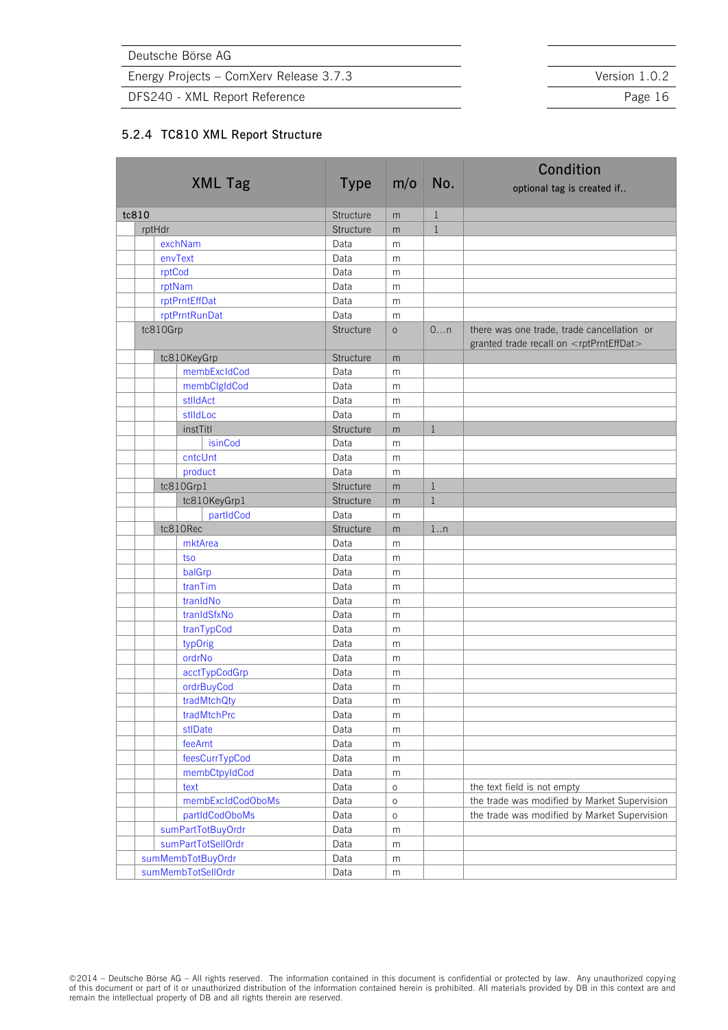### 5.2.4 TC810 XML Report Structure

| XML Tag | Type | m/o | No. | Condition optional tag is created if.. |
|---|---|---|---|---|
| tc810 | Structure | m | 1 | |
| rptHdr | Structure | m | 1 | |
| exchNam | Data | m | | |
| envText | Data | m | | |
| rptCod | Data | m | | |
| rptNam | Data | m | | |
| rptPrntEffDat | Data | m | | |
| rptPrntRunDat | Data | m | | |
| tc810Grp | Structure | o | 0…n | there was one trade, trade cancellation or granted trade recall on <rptPrntEffDat> |
| tc810KeyGrp | Structure | m | | |
| membExcIdCod | Data | m | | |
| membClgIdCod | Data | m | | |
| stlIdAct | Data | m | | |
| stlIdLoc | Data | m | | |
| instTitl | Structure | m | 1 | |
| isinCod | Data | m | | |
| cntcUnt | Data | m | | |
| product | Data | m | | |
| tc810Grp1 | Structure | m | 1 | |
| tc810KeyGrp1 | Structure | m | 1 | |
| partIdCod | Data | m | | |
| tc810Rec | Structure | m | 1..n | |
| mktArea | Data | m | | |
| tso | Data | m | | |
| balGrp | Data | m | | |
| tranTim | Data | m | | |
| tranIdNo | Data | m | | |
| tranIdSfxNo | Data | m | | |
| tranTypCod | Data | m | | |
| typOrig | Data | m | | |
| ordrNo | Data | m | | |
| acctTypCodGrp | Data | m | | |
| ordrBuyCod | Data | m | | |
| tradMtchQty | Data | m | | |
| tradMtchPrc | Data | m | | |
| stlDate | Data | m | | |
| feeAmt | Data | m | | |
| feesCurrTypCod | Data | m | | |
| membCtpyIdCod | Data | m | | |
| text | Data | o | | the text field is not empty |
| membExcIdCodOboMs | Data | o | | the trade was modified by Market Supervision |
| partIdCodOboMs | Data | o | | the trade was modified by Market Supervision |
| sumPartTotBuyOrdr | Data | m | | |
| sumPartTotSellOrdr | Data | m | | |
| sumMembTotBuyOrdr | Data | m | | |
| sumMembTotSellOrdr | Data | m | | |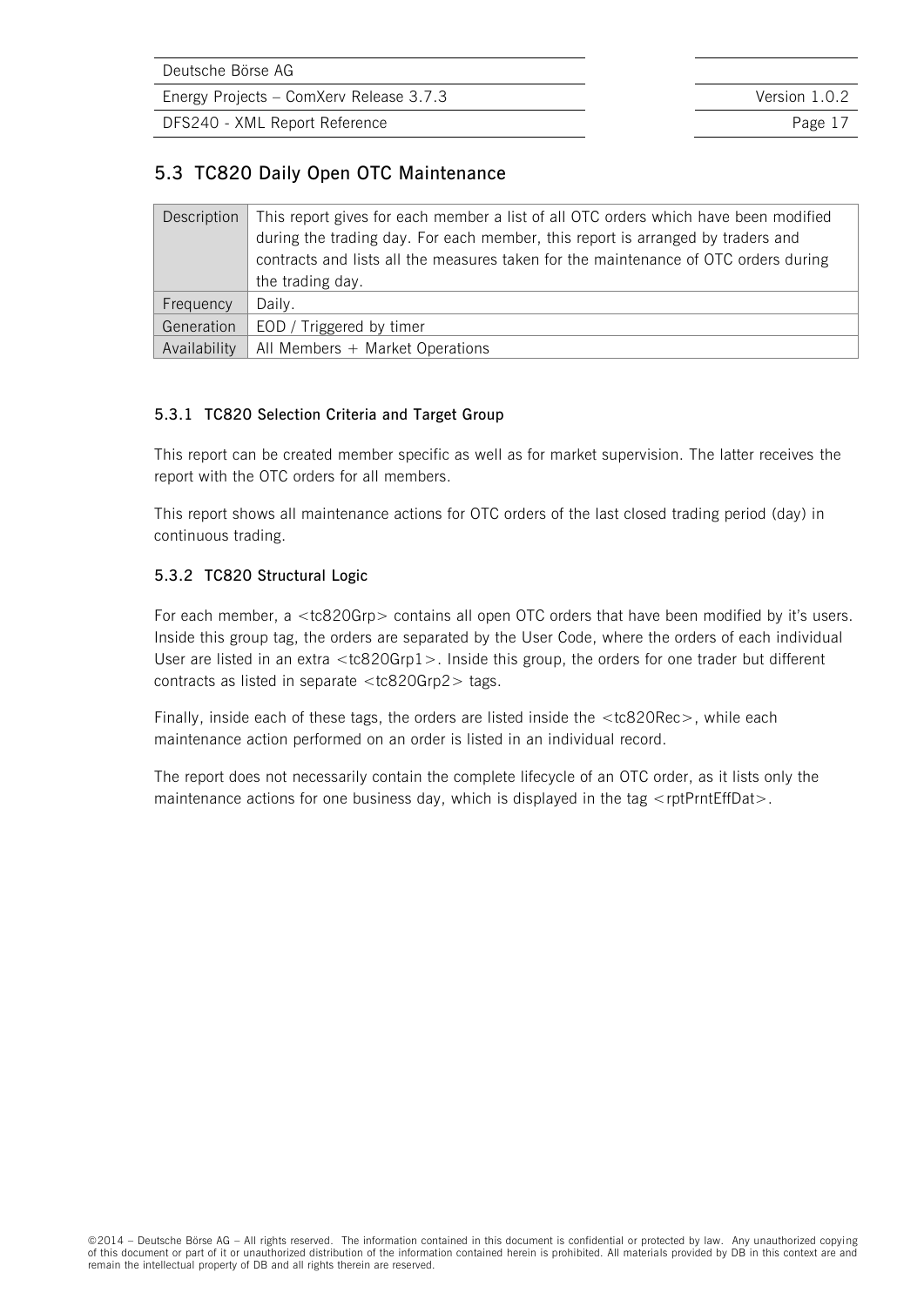## 5.3 TC820 Daily Open OTC Maintenance

| | |
|---|---|
| Description | This report gives for each member a list of all OTC orders which have been modified during the trading day. For each member, this report is arranged by traders and contracts and lists all the measures taken for the maintenance of OTC orders during the trading day. |
| Frequency | Daily. |
| Generation | EOD / Triggered by timer |
| Availability | All Members + Market Operations |

### 5.3.1 TC820 Selection Criteria and Target Group

This report can be created member specific as well as for market supervision. The latter receives the report with the OTC orders for all members.

This report shows all maintenance actions for OTC orders of the last closed trading period (day) in continuous trading.

### 5.3.2 TC820 Structural Logic

For each member, a <tc820Grp> contains all open OTC orders that have been modified by it's users. Inside this group tag, the orders are separated by the User Code, where the orders of each individual User are listed in an extra <tc820Grp1>. Inside this group, the orders for one trader but different contracts as listed in separate <tc820Grp2> tags.

Finally, inside each of these tags, the orders are listed inside the <tc820Rec>, while each maintenance action performed on an order is listed in an individual record.

The report does not necessarily contain the complete lifecycle of an OTC order, as it lists only the maintenance actions for one business day, which is displayed in the tag <rptPrntEffDat>.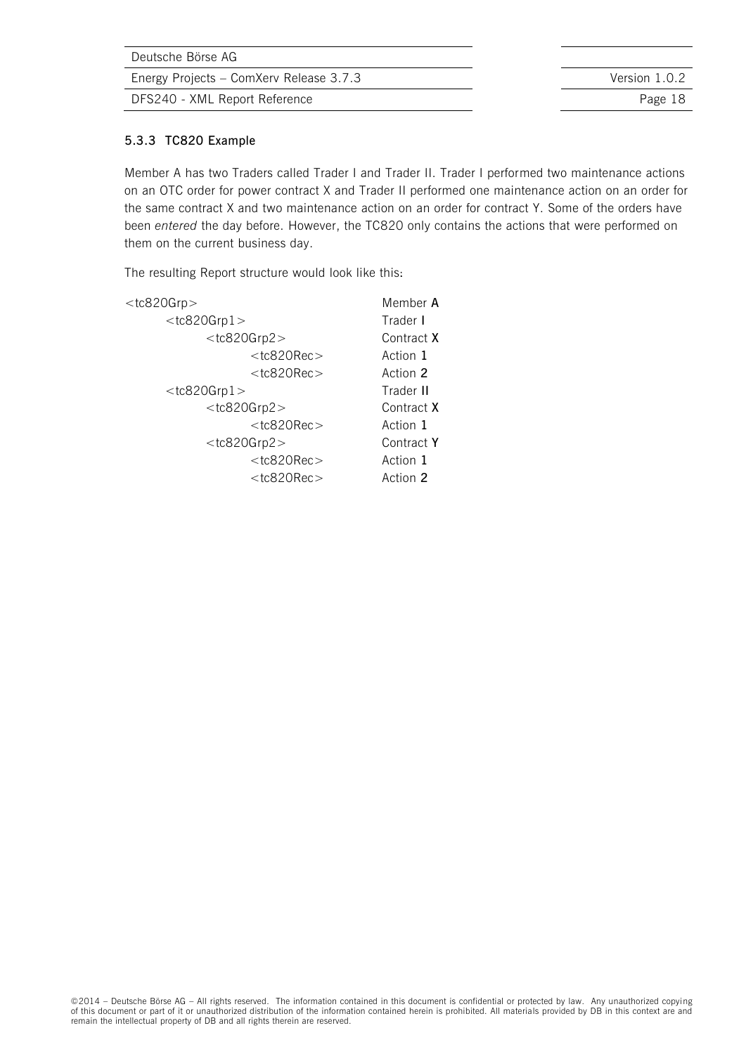### 5.3.3 TC820 Example

Member A has two Traders called Trader I and Trader II. Trader I performed two maintenance actions on an OTC order for power contract X and Trader II performed one maintenance action on an order for the same contract X and two maintenance action on an order for contract Y. Some of the orders have been *entered* the day before. However, the TC820 only contains the actions that were performed on them on the current business day.

The resulting Report structure would look like this:

```
<tc820Grp>                          Member A
        <tc820Grp1>                 Trader I
                <tc820Grp2>         Contract X
                        <tc820Rec>  Action 1
                        <tc820Rec>  Action 2
        <tc820Grp1>                 Trader II
                <tc820Grp2>         Contract X
                        <tc820Rec>  Action 1
                <tc820Grp2>         Contract Y
                        <tc820Rec>  Action 1
                        <tc820Rec>  Action 2
```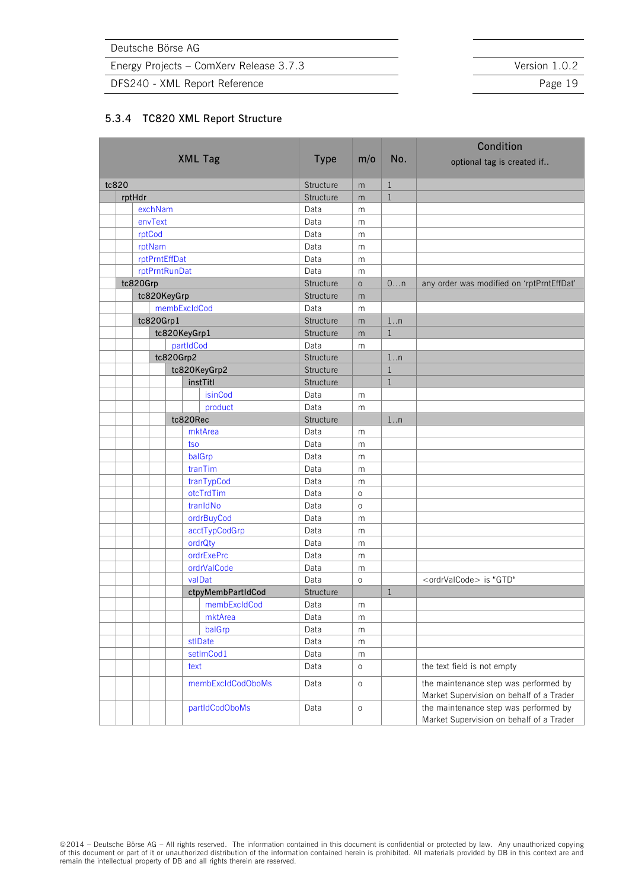### 5.3.4 TC820 XML Report Structure

| XML Tag | Type | m/o | No. | Condition optional tag is created if.. |
|---|---|---|---|---|
| tc820 | Structure | m | 1 | |
| rptHdr | Structure | m | 1 | |
| exchNam | Data | m | | |
| envText | Data | m | | |
| rptCod | Data | m | | |
| rptNam | Data | m | | |
| rptPrntEffDat | Data | m | | |
| rptPrntRunDat | Data | m | | |
| tc820Grp | Structure | o | 0…n | any order was modified on 'rptPrntEffDat' |
| tc820KeyGrp | Structure | m | | |
| membExcIdCod | Data | m | | |
| tc820Grp1 | Structure | m | 1..n | |
| tc820KeyGrp1 | Structure | m | 1 | |
| partIdCod | Data | m | | |
| tc820Grp2 | Structure | | 1..n | |
| tc820KeyGrp2 | Structure | | 1 | |
| instTitl | Structure | | 1 | |
| isinCod | Data | m | | |
| product | Data | m | | |
| tc820Rec | Structure | | 1..n | |
| mktArea | Data | m | | |
| tso | Data | m | | |
| balGrp | Data | m | | |
| tranTim | Data | m | | |
| tranTypCod | Data | m | | |
| otcTrdTim | Data | o | | |
| tranIdNo | Data | o | | |
| ordrBuyCod | Data | m | | |
| acctTypCodGrp | Data | m | | |
| ordrQty | Data | m | | |
| ordrExePrc | Data | m | | |
| ordrValCode | Data | m | | |
| valDat | Data | o | | <ordrValCode> is "GTD" |
| ctpyMembPartIdCod | Structure | | 1 | |
| membExcIdCod | Data | m | | |
| mktArea | Data | m | | |
| balGrp | Data | m | | |
| stlDate | Data | m | | |
| setlmCod1 | Data | m | | |
| text | Data | o | | the text field is not empty |
| membExcIdCodOboMs | Data | o | | the maintenance step was performed by Market Supervision on behalf of a Trader |
| partIdCodOboMs | Data | o | | the maintenance step was performed by Market Supervision on behalf of a Trader |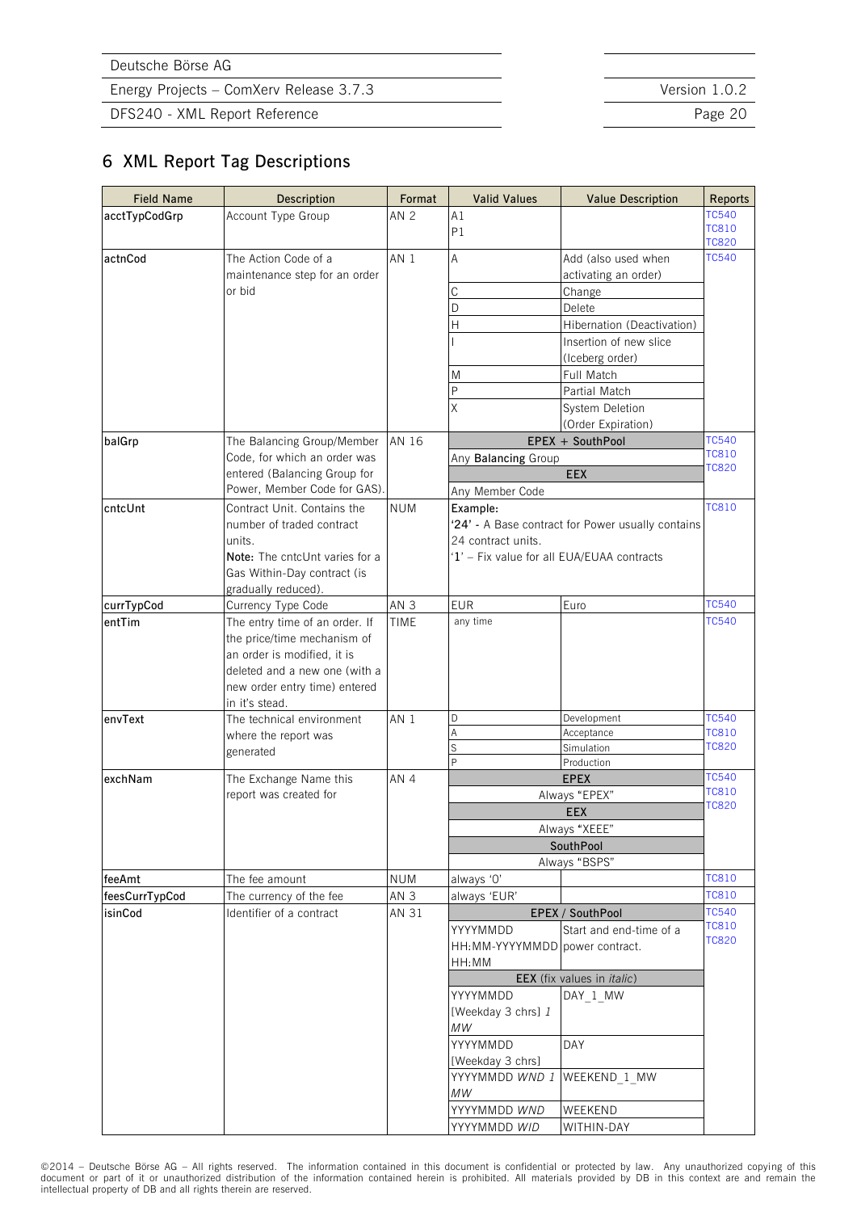# 6 XML Report Tag Descriptions

| Field Name | Description | Format | Valid Values | Value Description | Reports |
|---|---|---|---|---|---|
| acctTypCodGrp | Account Type Group | AN 2 | A1<br>P1 | | TC540<br>TC810<br>TC820 |
| actnCod | The Action Code of a maintenance step for an order or bid | AN 1 | A | Add (also used when activating an order) | TC540 |
| | | | C | Change | |
| | | | D | Delete | |
| | | | H | Hibernation (Deactivation) | |
| | | | I | Insertion of new slice (Iceberg order) | |
| | | | M | Full Match | |
| | | | P | Partial Match | |
| | | | X | System Deletion (Order Expiration) | |
| balGrp | The Balancing Group/Member Code, for which an order was entered (Balancing Group for Power, Member Code for GAS). | AN 16 | **EPEX + SouthPool** | | TC540<br>TC810<br>TC820 |
| | | | Any **Balancing** Group | | |
| | | | **EEX** | | |
| | | | Any Member Code | | |
| cntcUnt | Contract Unit. Contains the number of traded contract units.<br>**Note:** The cntcUnt varies for a Gas Within-Day contract (is gradually reduced). | NUM | **Example:**<br>**'24'** - A Base contract for Power usually contains 24 contract units.<br>'1' – Fix value for all EUA/EUAA contracts | | TC810 |
| currTypCod | Currency Type Code | AN 3 | EUR | Euro | TC540 |
| entTim | The entry time of an order. If the price/time mechanism of an order is modified, it is deleted and a new one (with a new order entry time) entered in it's stead. | TIME | any time | | TC540 |
| envText | The technical environment where the report was generated | AN 1 | D | Development | TC540<br>TC810<br>TC820 |
| | | | A | Acceptance | |
| | | | S | Simulation | |
| | | | P | Production | |
| exchNam | The Exchange Name this report was created for | AN 4 | **EPEX** | | TC540<br>TC810<br>TC820 |
| | | | Always "EPEX" | | |
| | | | **EEX** | | |
| | | | Always "XEEE" | | |
| | | | **SouthPool** | | |
| | | | Always "BSPS" | | |
| feeAmt | The fee amount | NUM | always '0' | | TC810 |
| feesCurrTypCod | The currency of the fee | AN 3 | always 'EUR' | | TC810 |
| isinCod | Identifier of a contract | AN 31 | **EPEX / SouthPool** | | TC540<br>TC810<br>TC820 |
| | | | YYYYMMDD HH:MM-YYYYMMDD HH:MM | Start and end-time of a power contract. | |
| | | | **EEX** (fix values in *italic*) | | |
| | | | YYYYMMDD [Weekday 3 chrs] *1 MW* | DAY_1_MW | |
| | | | YYYYMMDD [Weekday 3 chrs] | DAY | |
| | | | YYYYMMDD *WND 1 MW* | WEEKEND_1_MW | |
| | | | YYYYMMDD *WND* | WEEKEND | |
| | | | YYYYMMDD *WID* | WITHIN-DAY | |

©2014 – Deutsche Börse AG – All rights reserved. The information contained in this document is confidential or protected by law. Any unauthorized copying of this document or part of it or unauthorized distribution of the information contained herein is prohibited. All materials provided by DB in this context are and remain the intellectual property of DB and all rights therein are reserved.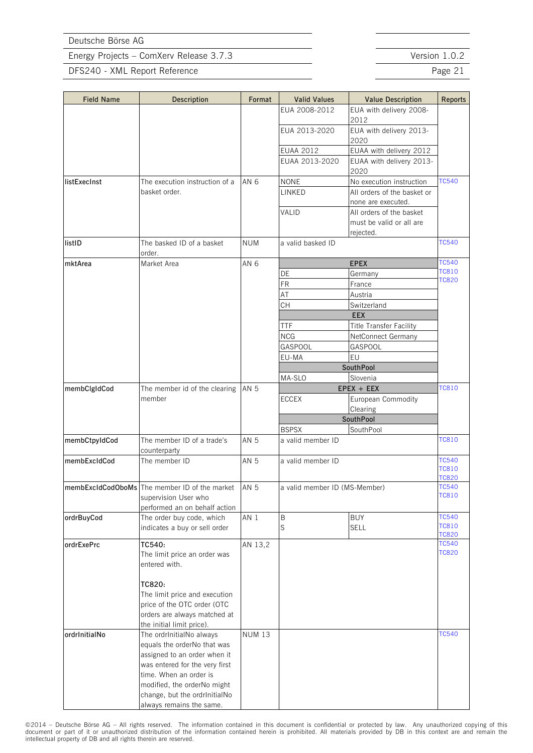| Field Name | Description | Format | Valid Values | Value Description | Reports |
|---|---|---|---|---|---|
| | | | EUA 2008-2012 | EUA with delivery 2008-2012 | |
| | | | EUA 2013-2020 | EUA with delivery 2013-2020 | |
| | | | EUAA 2012 | EUAA with delivery 2012 | |
| | | | EUAA 2013-2020 | EUAA with delivery 2013-2020 | |
| **listExecInst** | The execution instruction of a basket order. | AN 6 | NONE | No execution instruction | TC540 |
| | | | LINKED | All orders of the basket or none are executed. | |
| | | | VALID | All orders of the basket must be valid or all are rejected. | |
| **listID** | The basked ID of a basket order. | NUM | a valid basked ID | | TC540 |
| **mktArea** | Market Area | AN 6 | **EPEX** | | TC540 TC810 TC820 |
| | | | DE | Germany | |
| | | | FR | France | |
| | | | AT | Austria | |
| | | | CH | Switzerland | |
| | | | **EEX** | | |
| | | | TTF | Title Transfer Facility | |
| | | | NCG | NetConnect Germany | |
| | | | GASPOOL | GASPOOL | |
| | | | EU-MA | EU | |
| | | | **SouthPool** | | |
| | | | MA-SLO | Slovenia | |
| **membClgIdCod** | The member id of the clearing member | AN 5 | **EPEX + EEX** | | TC810 |
| | | | ECCEX | European Commodity Clearing | |
| | | | **SouthPool** | | |
| | | | BSPSX | SouthPool | |
| **membCtpyIdCod** | The member ID of a trade's counterparty | AN 5 | a valid member ID | | TC810 |
| **membExcIdCod** | The member ID | AN 5 | a valid member ID | | TC540 TC810 TC820 |
| **membExcIdCodOboMs** | The member ID of the market supervision User who performed an on behalf action | AN 5 | a valid member ID (MS-Member) | | TC540 TC810 |
| **ordrBuyCod** | The order buy code, which indicates a buy or sell order | AN 1 | B | BUY | TC540 TC810 TC820 |
| | | | S | SELL | |
| **ordrExePrc** | **TC540:** The limit price an order was entered with.<br><br>**TC820:** The limit price and execution price of the OTC order (OTC orders are always matched at the initial limit price). | AN 13,2 | | | TC540 TC820 |
| **ordrInitialNo** | The ordrInitialNo always equals the orderNo that was assigned to an order when it was entered for the very first time. When an order is modified, the orderNo might change, but the ordrInitialNo always remains the same. | NUM 13 | | | TC540 |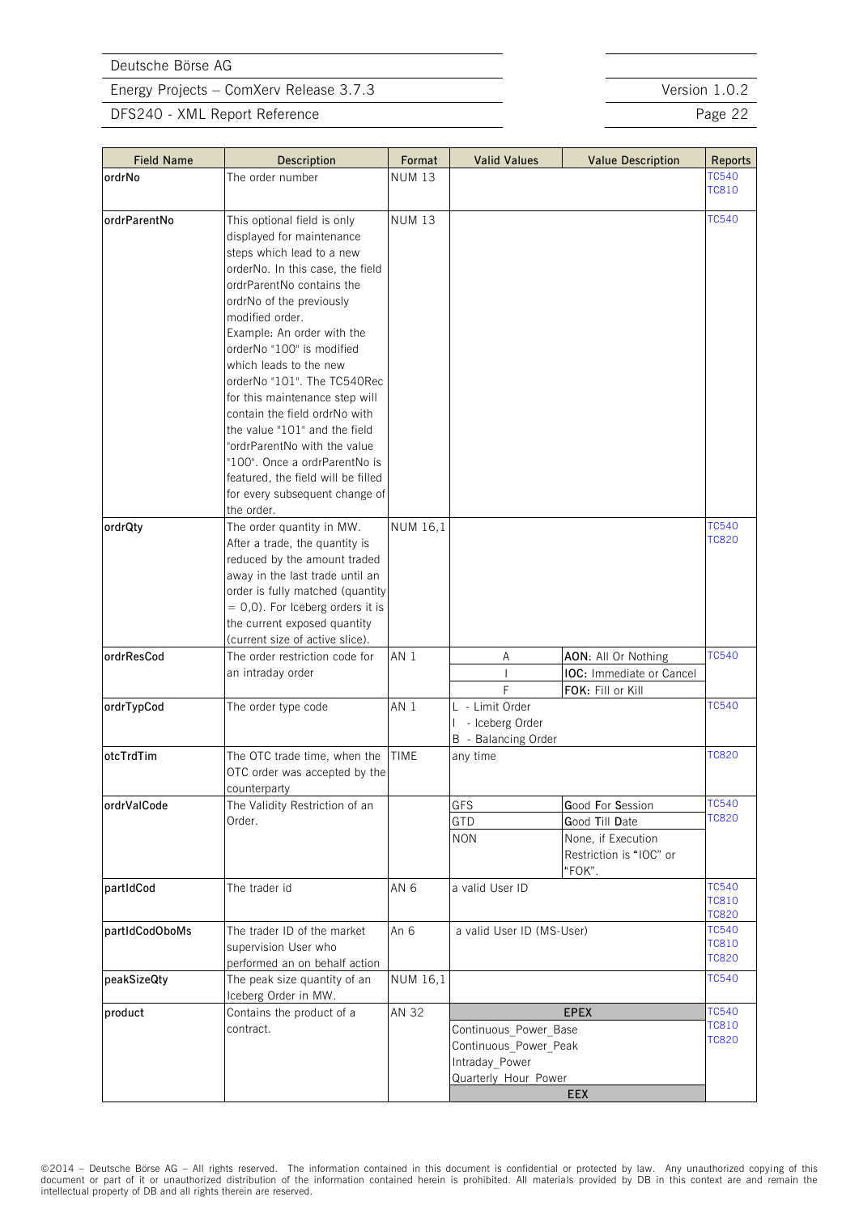| Field Name | Description | Format | Valid Values | Value Description | Reports |
|---|---|---|---|---|---|
| **ordrNo** | The order number | NUM 13 | | | TC540<br>TC810 |
| **ordrParentNo** | This optional field is only displayed for maintenance steps which lead to a new orderNo. In this case, the field ordrParentNo contains the ordrNo of the previously modified order.<br>Example: An order with the orderNo "100" is modified which leads to the new orderNo "101". The TC540Rec for this maintenance step will contain the field ordrNo with the value "101" and the field "ordrParentNo with the value "100". Once a ordrParentNo is featured, the field will be filled for every subsequent change of the order. | NUM 13 | | | TC540 |
| **ordrQty** | The order quantity in MW. After a trade, the quantity is reduced by the amount traded away in the last trade until an order is fully matched (quantity = 0,0). For Iceberg orders it is the current exposed quantity (current size of active slice). | NUM 16,1 | | | TC540<br>TC820 |
| **ordrResCod** | The order restriction code for an intraday order | AN 1 | A | **AON:** All Or Nothing | TC540 |
| | | | I | **IOC:** Immediate or Cancel | |
| | | | F | **FOK:** Fill or Kill | |
| **ordrTypCod** | The order type code | AN 1 | L - Limit Order<br>I - Iceberg Order<br>B - Balancing Order | | TC540 |
| **otcTrdTim** | The OTC trade time, when the OTC order was accepted by the counterparty | TIME | any time | | TC820 |
| **ordrValCode** | The Validity Restriction of an Order. | | GFS | **G**ood **F**or **S**ession | TC540<br>TC820 |
| | | | GTD | **G**ood **T**ill **D**ate | |
| | | | NON | None, if Execution Restriction is "IOC" or "FOK". | |
| **partIdCod** | The trader id | AN 6 | a valid User ID | | TC540<br>TC810<br>TC820 |
| **partIdCodOboMs** | The trader ID of the market supervision User who performed an on behalf action | An 6 | a valid User ID (MS-User) | | TC540<br>TC810<br>TC820 |
| **peakSizeQty** | The peak size quantity of an Iceberg Order in MW. | NUM 16,1 | | | TC540 |
| **product** | Contains the product of a contract. | AN 32 | **EPEX** | | TC540<br>TC810<br>TC820 |
| | | | Continuous_Power_Base<br>Continuous_Power_Peak<br>Intraday_Power<br>Quarterly_Hour_Power | | |
| | | | **EEX** | | |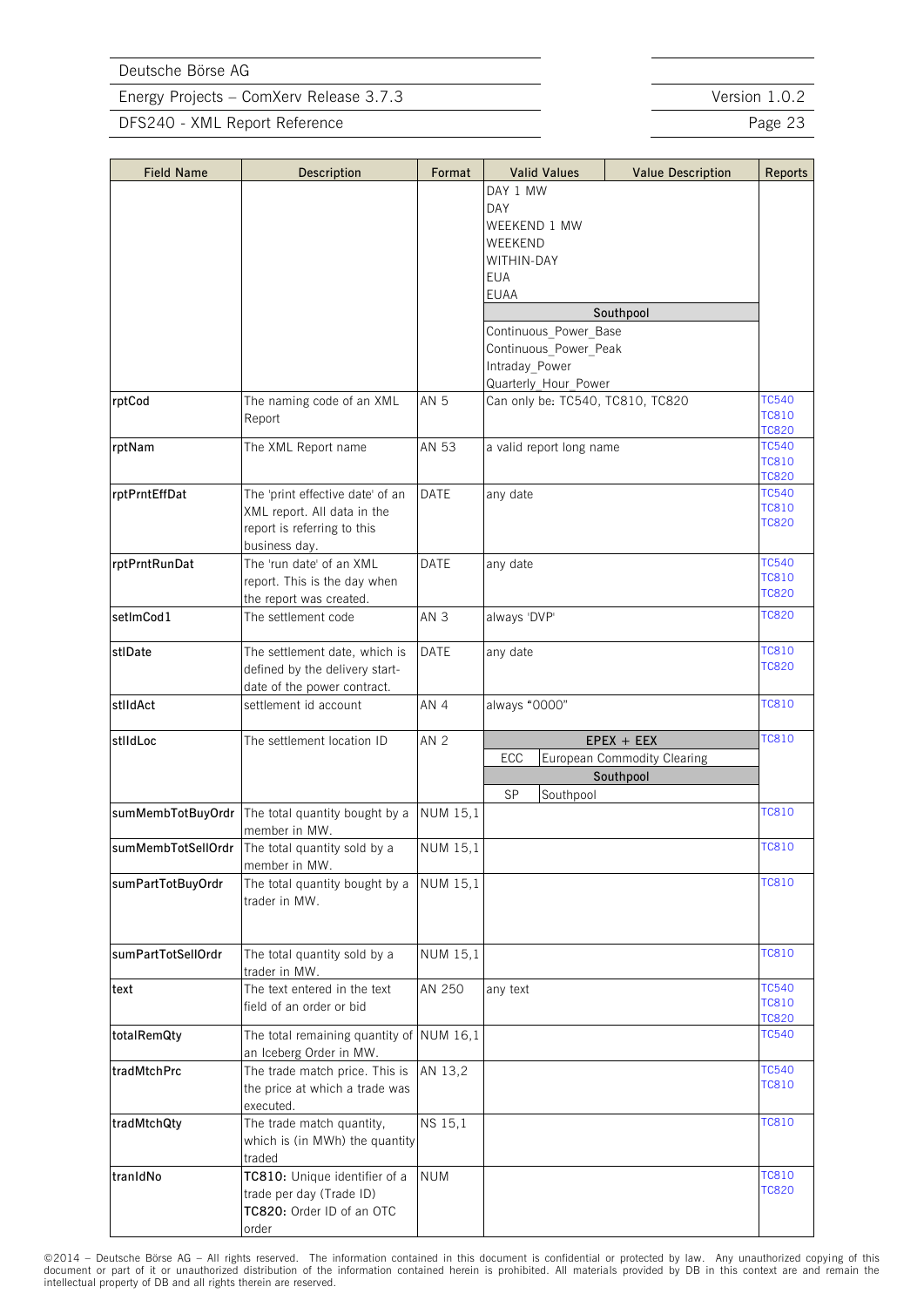| Field Name | Description | Format | Valid Values | Value Description | Reports |
|---|---|---|---|---|---|
| | | | DAY 1 MW<br>DAY<br>WEEKEND 1 MW<br>WEEKEND<br>WITHIN-DAY<br>EUA<br>EUAA<br>**Southpool**<br>Continuous_Power_Base<br>Continuous_Power_Peak<br>Intraday_Power<br>Quarterly_Hour_Power | | |
| rptCod | The naming code of an XML Report | AN 5 | Can only be: TC540, TC810, TC820 | | TC540<br>TC810<br>TC820 |
| rptNam | The XML Report name | AN 53 | a valid report long name | | TC540<br>TC810<br>TC820 |
| rptPrntEffDat | The 'print effective date' of an XML report. All data in the report is referring to this business day. | DATE | any date | | TC540<br>TC810<br>TC820 |
| rptPrntRunDat | The 'run date' of an XML report. This is the day when the report was created. | DATE | any date | | TC540<br>TC810<br>TC820 |
| setlmCod1 | The settlement code | AN 3 | always 'DVP' | | TC820 |
| stlDate | The settlement date, which is defined by the delivery start-date of the power contract. | DATE | any date | | TC810<br>TC820 |
| stlIdAct | settlement id account | AN 4 | always "0000" | | TC810 |
| stlIdLoc | The settlement location ID | AN 2 | **EPEX + EEX**<br>ECC<br>**Southpool**<br>SP | <br>European Commodity Clearing<br><br>Southpool | TC810 |
| sumMembTotBuyOrdr | The total quantity bought by a member in MW. | NUM 15,1 | | | TC810 |
| sumMembTotSellOrdr | The total quantity sold by a member in MW. | NUM 15,1 | | | TC810 |
| sumPartTotBuyOrdr | The total quantity bought by a trader in MW. | NUM 15,1 | | | TC810 |
| sumPartTotSellOrdr | The total quantity sold by a trader in MW. | NUM 15,1 | | | TC810 |
| text | The text entered in the text field of an order or bid | AN 250 | any text | | TC540<br>TC810<br>TC820 |
| totalRemQty | The total remaining quantity of an Iceberg Order in MW. | NUM 16,1 | | | TC540 |
| tradMtchPrc | The trade match price. This is the price at which a trade was executed. | AN 13,2 | | | TC540<br>TC810 |
| tradMtchQty | The trade match quantity, which is (in MWh) the quantity traded | NS 15,1 | | | TC810 |
| tranIdNo | **TC810:** Unique identifier of a trade per day (Trade ID)<br>**TC820:** Order ID of an OTC order | NUM | | | TC810<br>TC820 |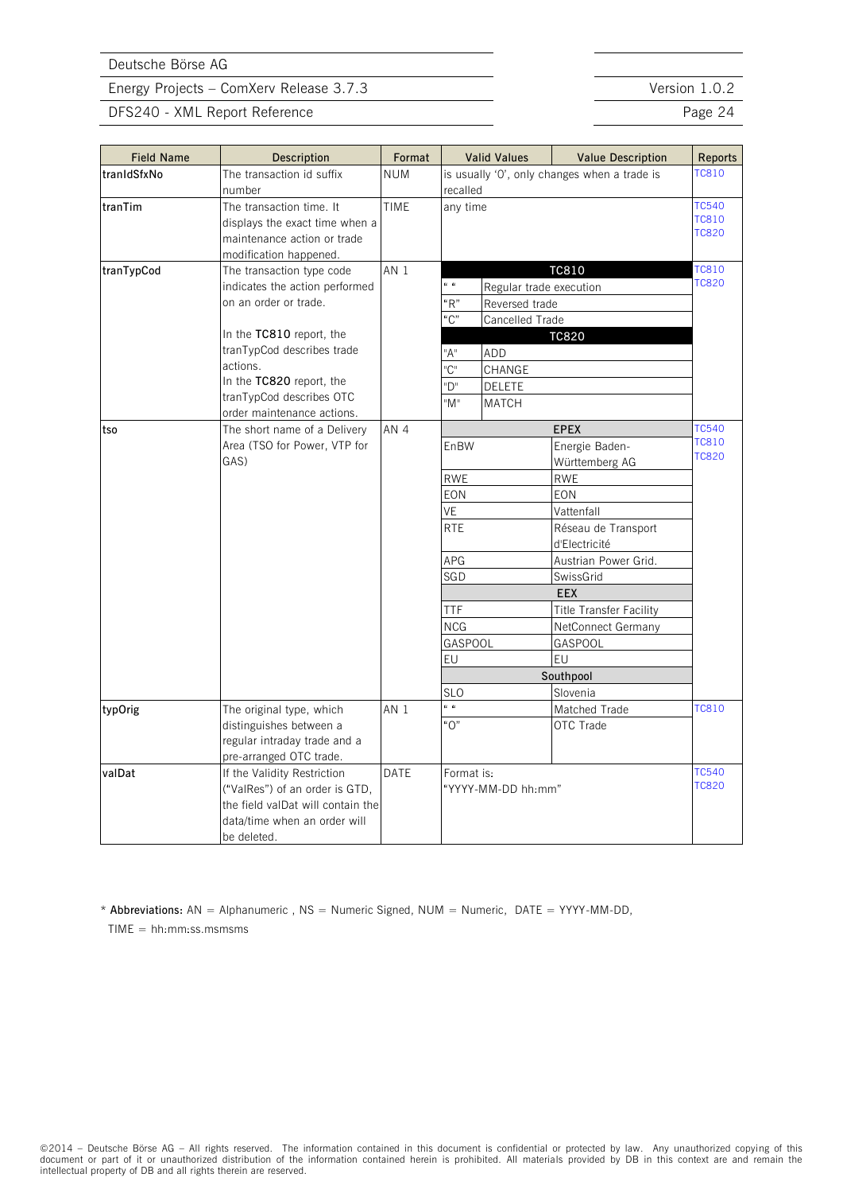| Field Name | Description | Format | Valid Values | Value Description | Reports |
|---|---|---|---|---|---|
| tranIdSfxNo | The transaction id suffix number | NUM | is usually '0', only changes when a trade is recalled | | TC810 |
| tranTim | The transaction time. It displays the exact time when a maintenance action or trade modification happened. | TIME | any time | | TC540 TC810 TC820 |
| tranTypCod | The transaction type code indicates the action performed on an order or trade.<br><br>In the **TC810** report, the tranTypCod describes trade actions.<br>In the **TC820** report, the tranTypCod describes OTC order maintenance actions. | AN 1 | **TC810** | | TC810 TC820 |
| | | | " " | Regular trade execution | |
| | | | "R" | Reversed trade | |
| | | | "C" | Cancelled Trade | |
| | | | **TC820** | | |
| | | | "A" | ADD | |
| | | | "C" | CHANGE | |
| | | | "D" | DELETE | |
| | | | "M" | MATCH | |
| tso | The short name of a Delivery Area (TSO for Power, VTP for GAS) | AN 4 | **EPEX** | | TC540 TC810 TC820 |
| | | | EnBW | Energie Baden-Württemberg AG | |
| | | | RWE | RWE | |
| | | | EON | EON | |
| | | | VE | Vattenfall | |
| | | | RTE | Réseau de Transport d'Electricité | |
| | | | APG | Austrian Power Grid. | |
| | | | SGD | SwissGrid | |
| | | | **EEX** | | |
| | | | TTF | Title Transfer Facility | |
| | | | NCG | NetConnect Germany | |
| | | | GASPOOL | GASPOOL | |
| | | | EU | EU | |
| | | | **Southpool** | | |
| | | | SLO | Slovenia | |
| typOrig | The original type, which distinguishes between a regular intraday trade and a pre-arranged OTC trade. | AN 1 | " " | Matched Trade | TC810 |
| | | | "O" | OTC Trade | |
| valDat | If the Validity Restriction ("ValRes") of an order is GTD, the field valDat will contain the data/time when an order will be deleted. | DATE | Format is: "YYYY-MM-DD hh:mm" | | TC540 TC820 |

* **Abbreviations:** AN = Alphanumeric , NS = Numeric Signed, NUM = Numeric, DATE = YYYY-MM-DD, TIME = hh:mm:ss.msmsms